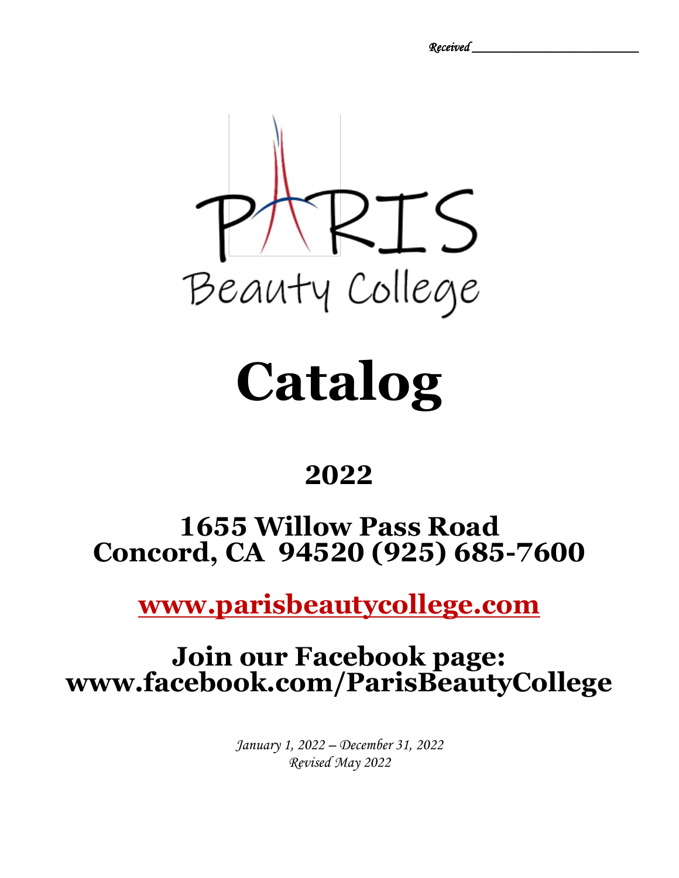*Received ______________________*

PARIS

Beauty College

# Catalog

## 2022

## 1655 Willow Pass Road
## Concord, CA 94520 (925) 685-7600

## [www.parisbeautycollege.com](http://www.parisbeautycollege.com)

## Join our Facebook page:
## www.facebook.com/ParisBeautyCollege

*January 1, 2022 – December 31, 2022*
*Revised May 2022*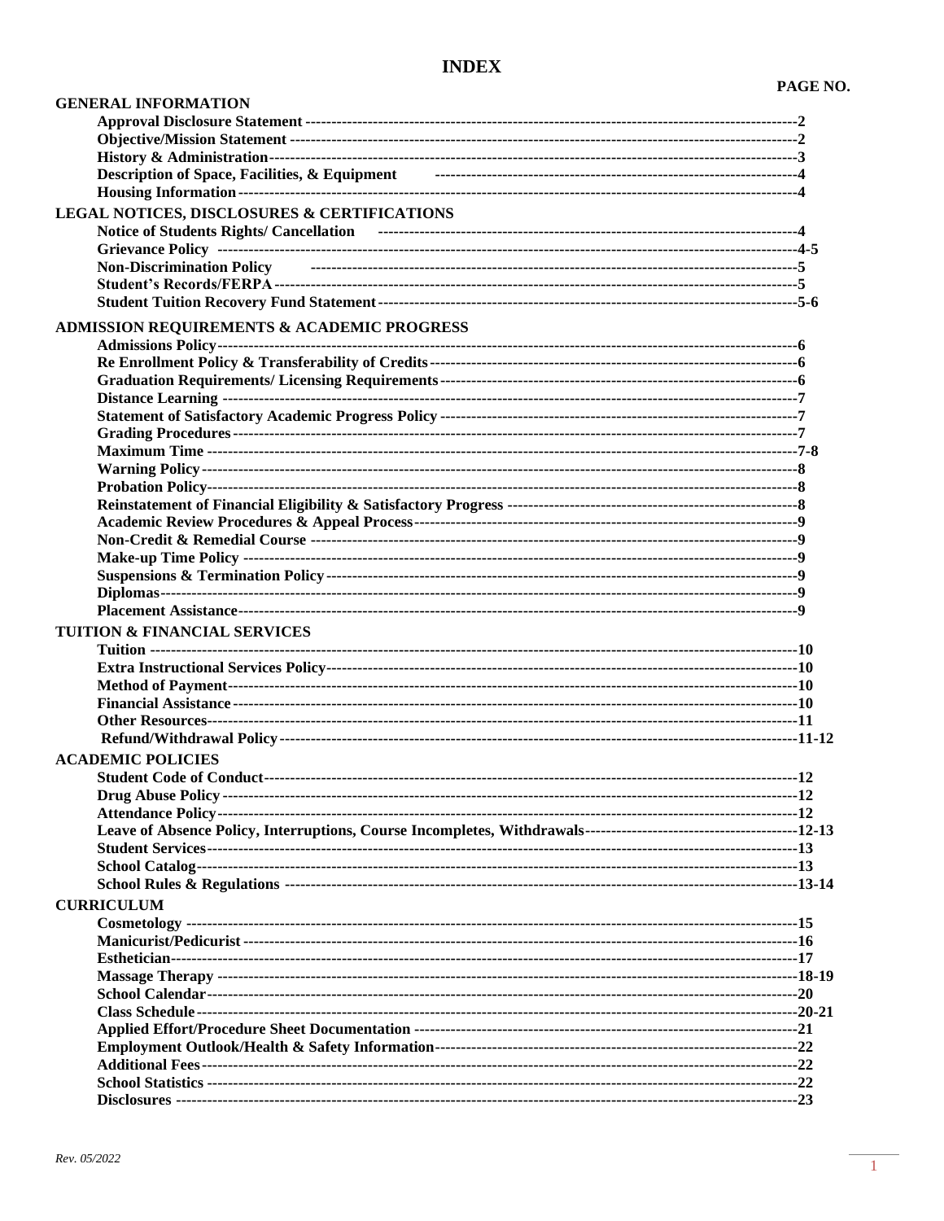# INDEX

| | PAGE NO. |
|---|---|
| **GENERAL INFORMATION** | |
| Approval Disclosure Statement | 2 |
| Objective/Mission Statement | 2 |
| History & Administration | 3 |
| Description of Space, Facilities, & Equipment | 4 |
| Housing Information | 4 |
| **LEGAL NOTICES, DISCLOSURES & CERTIFICATIONS** | |
| Notice of Students Rights/ Cancellation | 4 |
| Grievance Policy | 4-5 |
| Non-Discrimination Policy | 5 |
| Student's Records/FERPA | 5 |
| Student Tuition Recovery Fund Statement | 5-6 |
| **ADMISSION REQUIREMENTS & ACADEMIC PROGRESS** | |
| Admissions Policy | 6 |
| Re Enrollment Policy & Transferability of Credits | 6 |
| Graduation Requirements/ Licensing Requirements | 6 |
| Distance Learning | 7 |
| Statement of Satisfactory Academic Progress Policy | 7 |
| Grading Procedures | 7 |
| Maximum Time | 7-8 |
| Warning Policy | 8 |
| Probation Policy | 8 |
| Reinstatement of Financial Eligibility & Satisfactory Progress | 8 |
| Academic Review Procedures & Appeal Process | 9 |
| Non-Credit & Remedial Course | 9 |
| Make-up Time Policy | 9 |
| Suspensions & Termination Policy | 9 |
| Diplomas | 9 |
| Placement Assistance | 9 |
| **TUITION & FINANCIAL SERVICES** | |
| Tuition | 10 |
| Extra Instructional Services Policy | 10 |
| Method of Payment | 10 |
| Financial Assistance | 10 |
| Other Resources | 11 |
| Refund/Withdrawal Policy | 11-12 |
| **ACADEMIC POLICIES** | |
| Student Code of Conduct | 12 |
| Drug Abuse Policy | 12 |
| Attendance Policy | 12 |
| Leave of Absence Policy, Interruptions, Course Incompletes, Withdrawals | 12-13 |
| Student Services | 13 |
| School Catalog | 13 |
| School Rules & Regulations | 13-14 |
| **CURRICULUM** | |
| Cosmetology | 15 |
| Manicurist/Pedicurist | 16 |
| Esthetician | 17 |
| Massage Therapy | 18-19 |
| School Calendar | 20 |
| Class Schedule | 20-21 |
| Applied Effort/Procedure Sheet Documentation | 21 |
| Employment Outlook/Health & Safety Information | 22 |
| Additional Fees | 22 |
| School Statistics | 22 |
| Disclosures | 23 |

*Rev. 05/2022*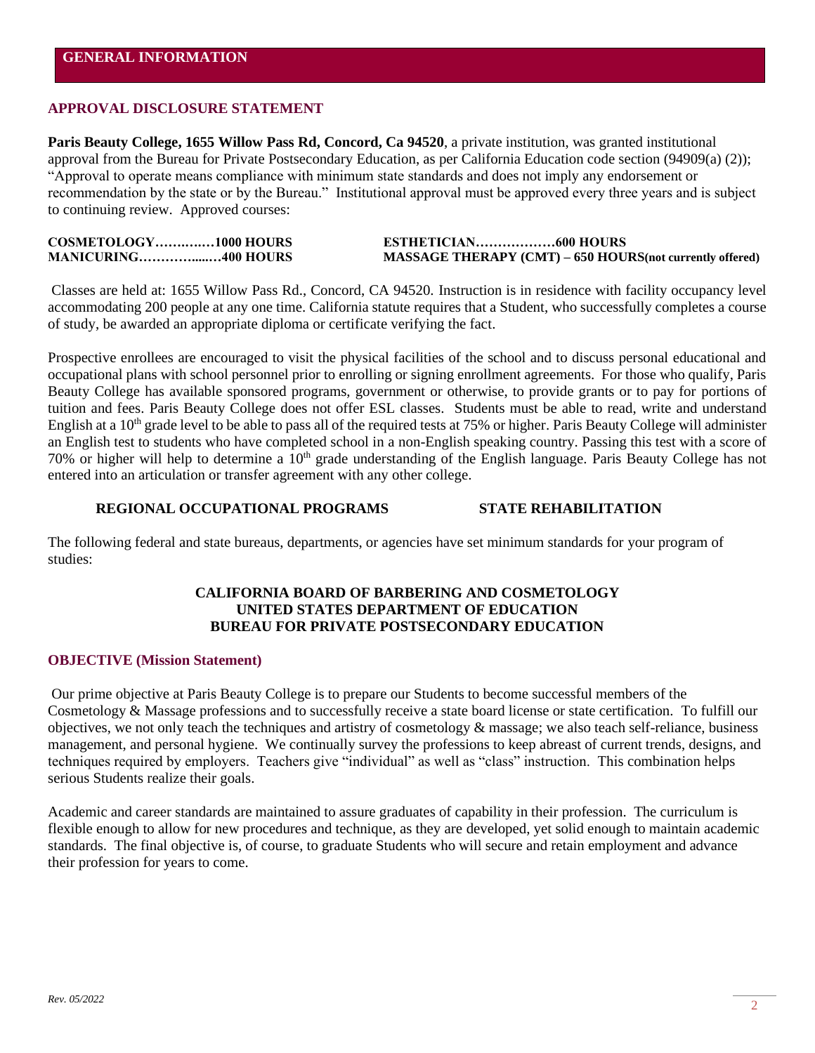# GENERAL INFORMATION

## APPROVAL DISCLOSURE STATEMENT

**Paris Beauty College, 1655 Willow Pass Rd, Concord, Ca 94520**, a private institution, was granted institutional approval from the Bureau for Private Postsecondary Education, as per California Education code section (94909(a) (2)); "Approval to operate means compliance with minimum state standards and does not imply any endorsement or recommendation by the state or by the Bureau." Institutional approval must be approved every three years and is subject to continuing review. Approved courses:

**COSMETOLOGY………..…1000 HOURS**
**MANICURING…………....…400 HOURS**
**ESTHETICIAN………………600 HOURS**
**MASSAGE THERAPY (CMT) – 650 HOURS(not currently offered)**

Classes are held at: 1655 Willow Pass Rd., Concord, CA 94520. Instruction is in residence with facility occupancy level accommodating 200 people at any one time. California statute requires that a Student, who successfully completes a course of study, be awarded an appropriate diploma or certificate verifying the fact.

Prospective enrollees are encouraged to visit the physical facilities of the school and to discuss personal educational and occupational plans with school personnel prior to enrolling or signing enrollment agreements. For those who qualify, Paris Beauty College has available sponsored programs, government or otherwise, to provide grants or to pay for portions of tuition and fees. Paris Beauty College does not offer ESL classes. Students must be able to read, write and understand English at a 10th grade level to be able to pass all of the required tests at 75% or higher. Paris Beauty College will administer an English test to students who have completed school in a non-English speaking country. Passing this test with a score of 70% or higher will help to determine a 10th grade understanding of the English language. Paris Beauty College has not entered into an articulation or transfer agreement with any other college.

**REGIONAL OCCUPATIONAL PROGRAMS**　　　　**STATE REHABILITATION**

The following federal and state bureaus, departments, or agencies have set minimum standards for your program of studies:

**CALIFORNIA BOARD OF BARBERING AND COSMETOLOGY**
**UNITED STATES DEPARTMENT OF EDUCATION**
**BUREAU FOR PRIVATE POSTSECONDARY EDUCATION**

## OBJECTIVE (Mission Statement)

Our prime objective at Paris Beauty College is to prepare our Students to become successful members of the Cosmetology & Massage professions and to successfully receive a state board license or state certification. To fulfill our objectives, we not only teach the techniques and artistry of cosmetology & massage; we also teach self-reliance, business management, and personal hygiene. We continually survey the professions to keep abreast of current trends, designs, and techniques required by employers. Teachers give "individual" as well as "class" instruction. This combination helps serious Students realize their goals.

Academic and career standards are maintained to assure graduates of capability in their profession. The curriculum is flexible enough to allow for new procedures and technique, as they are developed, yet solid enough to maintain academic standards. The final objective is, of course, to graduate Students who will secure and retain employment and advance their profession for years to come.

*Rev. 05/2022*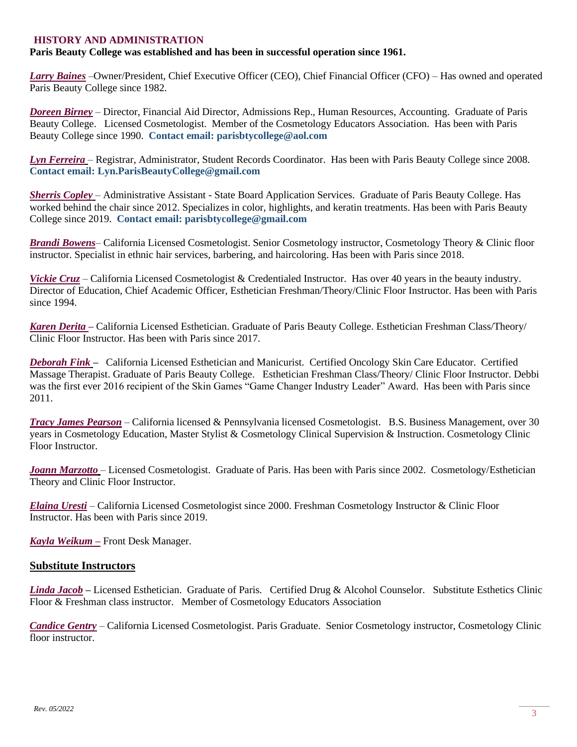## HISTORY AND ADMINISTRATION

**Paris Beauty College was established and has been in successful operation since 1961.**

***Larry Baines*** –Owner/President, Chief Executive Officer (CEO), Chief Financial Officer (CFO) – Has owned and operated Paris Beauty College since 1982.

***Doreen Birney*** – Director, Financial Aid Director, Admissions Rep., Human Resources, Accounting. Graduate of Paris Beauty College. Licensed Cosmetologist. Member of the Cosmetology Educators Association. Has been with Paris Beauty College since 1990. **Contact email: parisbtycollege@aol.com**

***Lyn Ferreira*** – Registrar, Administrator, Student Records Coordinator. Has been with Paris Beauty College since 2008. **Contact email: Lyn.ParisBeautyCollege@gmail.com**

***Sherris Copley*** – Administrative Assistant - State Board Application Services. Graduate of Paris Beauty College. Has worked behind the chair since 2012. Specializes in color, highlights, and keratin treatments. Has been with Paris Beauty College since 2019. **Contact email: parisbtycollege@gmail.com**

***Brandi Bowens***– California Licensed Cosmetologist. Senior Cosmetology instructor, Cosmetology Theory & Clinic floor instructor. Specialist in ethnic hair services, barbering, and haircoloring. Has been with Paris since 2018.

***Vickie Cruz*** – California Licensed Cosmetologist & Credentialed Instructor. Has over 40 years in the beauty industry. Director of Education, Chief Academic Officer, Esthetician Freshman/Theory/Clinic Floor Instructor. Has been with Paris since 1994.

***Karen Derita*** – California Licensed Esthetician. Graduate of Paris Beauty College. Esthetician Freshman Class/Theory/ Clinic Floor Instructor. Has been with Paris since 2017.

***Deborah Fink*** – California Licensed Esthetician and Manicurist. Certified Oncology Skin Care Educator. Certified Massage Therapist. Graduate of Paris Beauty College. Esthetician Freshman Class/Theory/ Clinic Floor Instructor. Debbi was the first ever 2016 recipient of the Skin Games "Game Changer Industry Leader" Award. Has been with Paris since 2011.

***Tracy James Pearson*** – California licensed & Pennsylvania licensed Cosmetologist. B.S. Business Management, over 30 years in Cosmetology Education, Master Stylist & Cosmetology Clinical Supervision & Instruction. Cosmetology Clinic Floor Instructor.

***Joann Marzotto*** – Licensed Cosmetologist. Graduate of Paris. Has been with Paris since 2002. Cosmetology/Esthetician Theory and Clinic Floor Instructor.

***Elaina Uresti*** – California Licensed Cosmetologist since 2000. Freshman Cosmetology Instructor & Clinic Floor Instructor. Has been with Paris since 2019.

***Kayla Weikum*** – Front Desk Manager.

### Substitute Instructors

***Linda Jacob*** – Licensed Esthetician. Graduate of Paris. Certified Drug & Alcohol Counselor. Substitute Esthetics Clinic Floor & Freshman class instructor. Member of Cosmetology Educators Association

***Candice Gentry*** – California Licensed Cosmetologist. Paris Graduate. Senior Cosmetology instructor, Cosmetology Clinic floor instructor.

*Rev. 05/2022*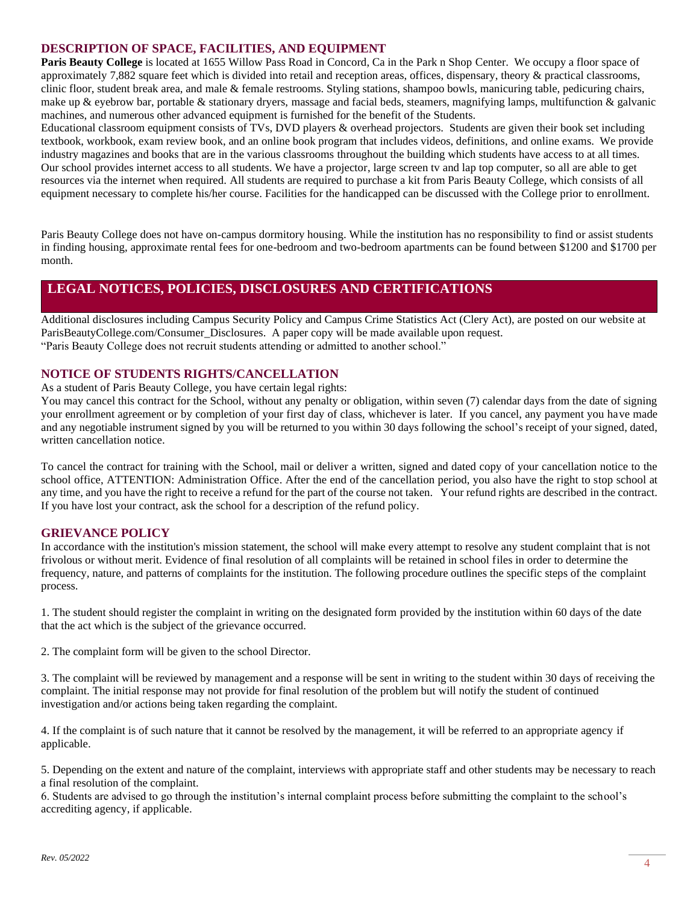## DESCRIPTION OF SPACE, FACILITIES, AND EQUIPMENT

**Paris Beauty College** is located at 1655 Willow Pass Road in Concord, Ca in the Park n Shop Center. We occupy a floor space of approximately 7,882 square feet which is divided into retail and reception areas, offices, dispensary, theory & practical classrooms, clinic floor, student break area, and male & female restrooms. Styling stations, shampoo bowls, manicuring table, pedicuring chairs, make up & eyebrow bar, portable & stationary dryers, massage and facial beds, steamers, magnifying lamps, multifunction & galvanic machines, and numerous other advanced equipment is furnished for the benefit of the Students.

Educational classroom equipment consists of TVs, DVD players & overhead projectors. Students are given their book set including textbook, workbook, exam review book, and an online book program that includes videos, definitions, and online exams. We provide industry magazines and books that are in the various classrooms throughout the building which students have access to at all times. Our school provides internet access to all students. We have a projector, large screen tv and lap top computer, so all are able to get resources via the internet when required. All students are required to purchase a kit from Paris Beauty College, which consists of all equipment necessary to complete his/her course. Facilities for the handicapped can be discussed with the College prior to enrollment.

Paris Beauty College does not have on-campus dormitory housing. While the institution has no responsibility to find or assist students in finding housing, approximate rental fees for one-bedroom and two-bedroom apartments can be found between $1200 and $1700 per month.

# LEGAL NOTICES, POLICIES, DISCLOSURES AND CERTIFICATIONS

Additional disclosures including Campus Security Policy and Campus Crime Statistics Act (Clery Act), are posted on our website at ParisBeautyCollege.com/Consumer_Disclosures. A paper copy will be made available upon request.

"Paris Beauty College does not recruit students attending or admitted to another school."

## NOTICE OF STUDENTS RIGHTS/CANCELLATION

As a student of Paris Beauty College, you have certain legal rights:

You may cancel this contract for the School, without any penalty or obligation, within seven (7) calendar days from the date of signing your enrollment agreement or by completion of your first day of class, whichever is later. If you cancel, any payment you have made and any negotiable instrument signed by you will be returned to you within 30 days following the school's receipt of your signed, dated, written cancellation notice.

To cancel the contract for training with the School, mail or deliver a written, signed and dated copy of your cancellation notice to the school office, ATTENTION: Administration Office. After the end of the cancellation period, you also have the right to stop school at any time, and you have the right to receive a refund for the part of the course not taken. Your refund rights are described in the contract. If you have lost your contract, ask the school for a description of the refund policy.

## GRIEVANCE POLICY

In accordance with the institution's mission statement, the school will make every attempt to resolve any student complaint that is not frivolous or without merit. Evidence of final resolution of all complaints will be retained in school files in order to determine the frequency, nature, and patterns of complaints for the institution. The following procedure outlines the specific steps of the complaint process.

1. The student should register the complaint in writing on the designated form provided by the institution within 60 days of the date that the act which is the subject of the grievance occurred.

2. The complaint form will be given to the school Director.

3. The complaint will be reviewed by management and a response will be sent in writing to the student within 30 days of receiving the complaint. The initial response may not provide for final resolution of the problem but will notify the student of continued investigation and/or actions being taken regarding the complaint.

4. If the complaint is of such nature that it cannot be resolved by the management, it will be referred to an appropriate agency if applicable.

5. Depending on the extent and nature of the complaint, interviews with appropriate staff and other students may be necessary to reach a final resolution of the complaint.

6. Students are advised to go through the institution's internal complaint process before submitting the complaint to the school's accrediting agency, if applicable.

*Rev. 05/2022*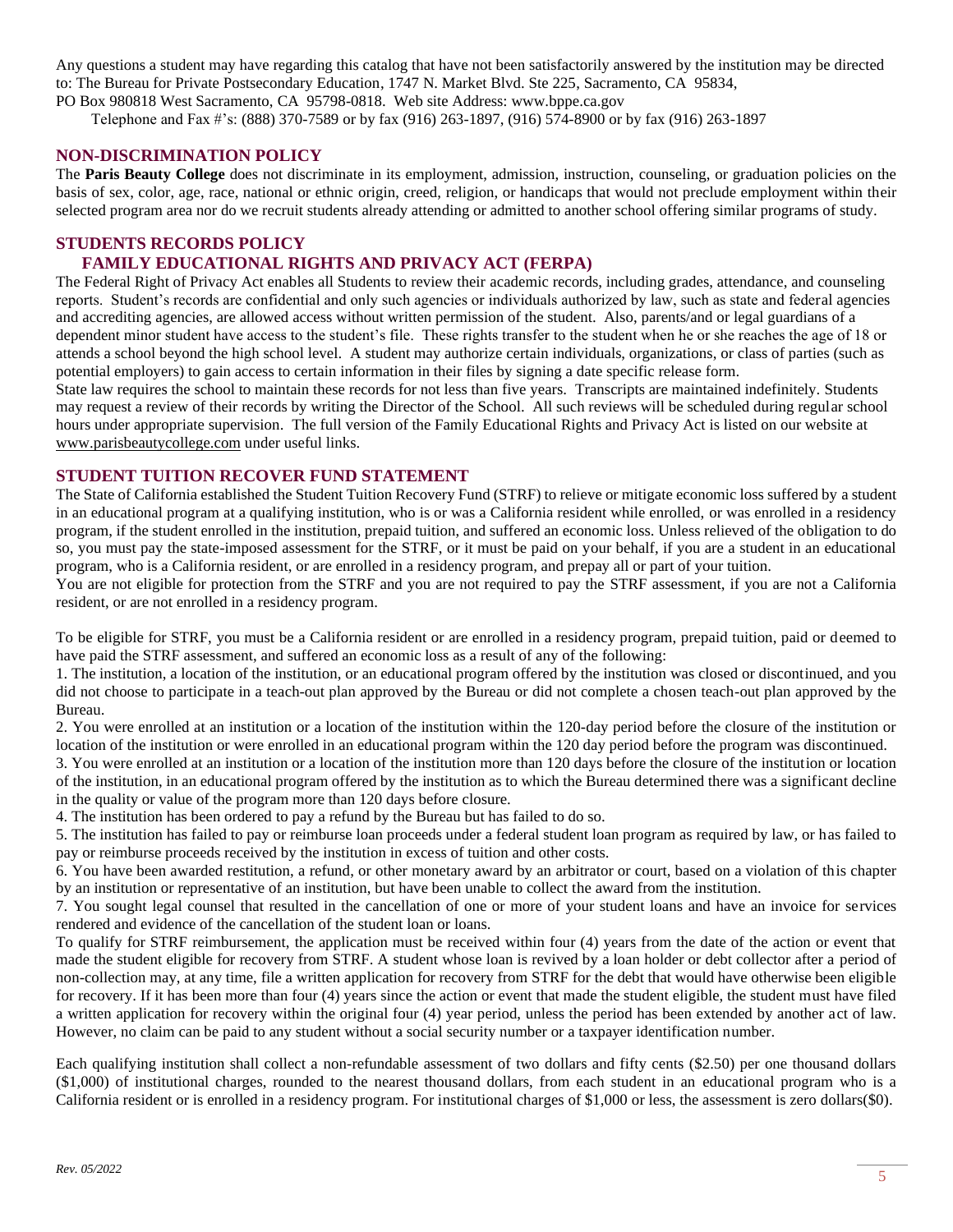Any questions a student may have regarding this catalog that have not been satisfactorily answered by the institution may be directed to: The Bureau for Private Postsecondary Education, 1747 N. Market Blvd. Ste 225, Sacramento, CA 95834, PO Box 980818 West Sacramento, CA 95798-0818. Web site Address: www.bppe.ca.gov

Telephone and Fax #'s: (888) 370-7589 or by fax (916) 263-1897, (916) 574-8900 or by fax (916) 263-1897

## NON-DISCRIMINATION POLICY

The **Paris Beauty College** does not discriminate in its employment, admission, instruction, counseling, or graduation policies on the basis of sex, color, age, race, national or ethnic origin, creed, religion, or handicaps that would not preclude employment within their selected program area nor do we recruit students already attending or admitted to another school offering similar programs of study.

## STUDENTS RECORDS POLICY

### FAMILY EDUCATIONAL RIGHTS AND PRIVACY ACT (FERPA)

The Federal Right of Privacy Act enables all Students to review their academic records, including grades, attendance, and counseling reports. Student's records are confidential and only such agencies or individuals authorized by law, such as state and federal agencies and accrediting agencies, are allowed access without written permission of the student. Also, parents/and or legal guardians of a dependent minor student have access to the student's file. These rights transfer to the student when he or she reaches the age of 18 or attends a school beyond the high school level. A student may authorize certain individuals, organizations, or class of parties (such as potential employers) to gain access to certain information in their files by signing a date specific release form.

State law requires the school to maintain these records for not less than five years. Transcripts are maintained indefinitely. Students may request a review of their records by writing the Director of the School. All such reviews will be scheduled during regular school hours under appropriate supervision. The full version of the Family Educational Rights and Privacy Act is listed on our website at www.parisbeautycollege.com under useful links.

## STUDENT TUITION RECOVER FUND STATEMENT

The State of California established the Student Tuition Recovery Fund (STRF) to relieve or mitigate economic loss suffered by a student in an educational program at a qualifying institution, who is or was a California resident while enrolled, or was enrolled in a residency program, if the student enrolled in the institution, prepaid tuition, and suffered an economic loss. Unless relieved of the obligation to do so, you must pay the state-imposed assessment for the STRF, or it must be paid on your behalf, if you are a student in an educational program, who is a California resident, or are enrolled in a residency program, and prepay all or part of your tuition.

You are not eligible for protection from the STRF and you are not required to pay the STRF assessment, if you are not a California resident, or are not enrolled in a residency program.

To be eligible for STRF, you must be a California resident or are enrolled in a residency program, prepaid tuition, paid or deemed to have paid the STRF assessment, and suffered an economic loss as a result of any of the following:

1. The institution, a location of the institution, or an educational program offered by the institution was closed or discontinued, and you did not choose to participate in a teach-out plan approved by the Bureau or did not complete a chosen teach-out plan approved by the Bureau.
2. You were enrolled at an institution or a location of the institution within the 120-day period before the closure of the institution or location of the institution or were enrolled in an educational program within the 120 day period before the program was discontinued.
3. You were enrolled at an institution or a location of the institution more than 120 days before the closure of the institution or location of the institution, in an educational program offered by the institution as to which the Bureau determined there was a significant decline in the quality or value of the program more than 120 days before closure.
4. The institution has been ordered to pay a refund by the Bureau but has failed to do so.
5. The institution has failed to pay or reimburse loan proceeds under a federal student loan program as required by law, or has failed to pay or reimburse proceeds received by the institution in excess of tuition and other costs.
6. You have been awarded restitution, a refund, or other monetary award by an arbitrator or court, based on a violation of this chapter by an institution or representative of an institution, but have been unable to collect the award from the institution.
7. You sought legal counsel that resulted in the cancellation of one or more of your student loans and have an invoice for services rendered and evidence of the cancellation of the student loan or loans.

To qualify for STRF reimbursement, the application must be received within four (4) years from the date of the action or event that made the student eligible for recovery from STRF. A student whose loan is revived by a loan holder or debt collector after a period of non-collection may, at any time, file a written application for recovery from STRF for the debt that would have otherwise been eligible for recovery. If it has been more than four (4) years since the action or event that made the student eligible, the student must have filed a written application for recovery within the original four (4) year period, unless the period has been extended by another act of law. However, no claim can be paid to any student without a social security number or a taxpayer identification number.

Each qualifying institution shall collect a non-refundable assessment of two dollars and fifty cents ($2.50) per one thousand dollars ($1,000) of institutional charges, rounded to the nearest thousand dollars, from each student in an educational program who is a California resident or is enrolled in a residency program. For institutional charges of $1,000 or less, the assessment is zero dollars($0).

*Rev. 05/2022*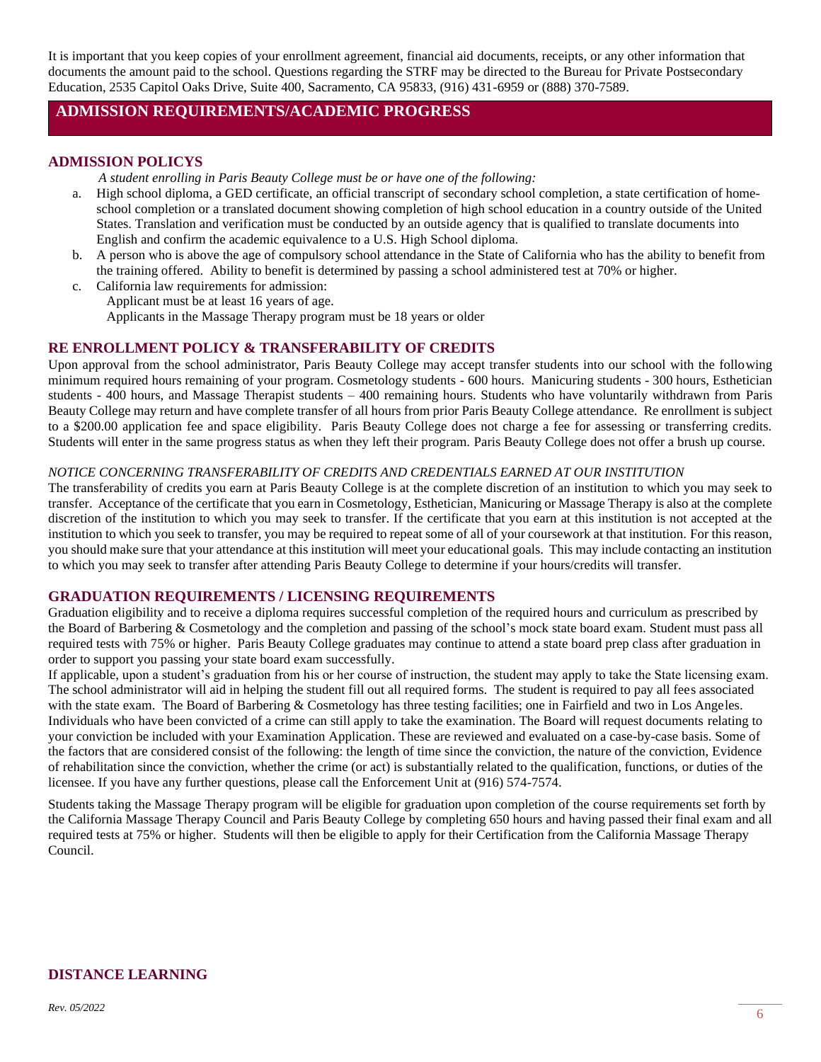It is important that you keep copies of your enrollment agreement, financial aid documents, receipts, or any other information that documents the amount paid to the school. Questions regarding the STRF may be directed to the Bureau for Private Postsecondary Education, 2535 Capitol Oaks Drive, Suite 400, Sacramento, CA 95833, (916) 431-6959 or (888) 370-7589.

## ADMISSION REQUIREMENTS/ACADEMIC PROGRESS

### ADMISSION POLICYS

*A student enrolling in Paris Beauty College must be or have one of the following:*

a. High school diploma, a GED certificate, an official transcript of secondary school completion, a state certification of home-school completion or a translated document showing completion of high school education in a country outside of the United States. Translation and verification must be conducted by an outside agency that is qualified to translate documents into English and confirm the academic equivalence to a U.S. High School diploma.
b. A person who is above the age of compulsory school attendance in the State of California who has the ability to benefit from the training offered. Ability to benefit is determined by passing a school administered test at 70% or higher.
c. California law requirements for admission:
   Applicant must be at least 16 years of age.
   Applicants in the Massage Therapy program must be 18 years or older

### RE ENROLLMENT POLICY & TRANSFERABILITY OF CREDITS

Upon approval from the school administrator, Paris Beauty College may accept transfer students into our school with the following minimum required hours remaining of your program. Cosmetology students - 600 hours. Manicuring students - 300 hours, Esthetician students - 400 hours, and Massage Therapist students – 400 remaining hours. Students who have voluntarily withdrawn from Paris Beauty College may return and have complete transfer of all hours from prior Paris Beauty College attendance. Re enrollment is subject to a $200.00 application fee and space eligibility. Paris Beauty College does not charge a fee for assessing or transferring credits. Students will enter in the same progress status as when they left their program. Paris Beauty College does not offer a brush up course.

*NOTICE CONCERNING TRANSFERABILITY OF CREDITS AND CREDENTIALS EARNED AT OUR INSTITUTION*

The transferability of credits you earn at Paris Beauty College is at the complete discretion of an institution to which you may seek to transfer. Acceptance of the certificate that you earn in Cosmetology, Esthetician, Manicuring or Massage Therapy is also at the complete discretion of the institution to which you may seek to transfer. If the certificate that you earn at this institution is not accepted at the institution to which you seek to transfer, you may be required to repeat some of all of your coursework at that institution. For this reason, you should make sure that your attendance at this institution will meet your educational goals. This may include contacting an institution to which you may seek to transfer after attending Paris Beauty College to determine if your hours/credits will transfer.

### GRADUATION REQUIREMENTS / LICENSING REQUIREMENTS

Graduation eligibility and to receive a diploma requires successful completion of the required hours and curriculum as prescribed by the Board of Barbering & Cosmetology and the completion and passing of the school's mock state board exam. Student must pass all required tests with 75% or higher. Paris Beauty College graduates may continue to attend a state board prep class after graduation in order to support you passing your state board exam successfully.

If applicable, upon a student's graduation from his or her course of instruction, the student may apply to take the State licensing exam. The school administrator will aid in helping the student fill out all required forms. The student is required to pay all fees associated with the state exam. The Board of Barbering & Cosmetology has three testing facilities; one in Fairfield and two in Los Angeles. Individuals who have been convicted of a crime can still apply to take the examination. The Board will request documents relating to your conviction be included with your Examination Application. These are reviewed and evaluated on a case-by-case basis. Some of the factors that are considered consist of the following: the length of time since the conviction, the nature of the conviction, Evidence of rehabilitation since the conviction, whether the crime (or act) is substantially related to the qualification, functions, or duties of the licensee. If you have any further questions, please call the Enforcement Unit at (916) 574-7574.

Students taking the Massage Therapy program will be eligible for graduation upon completion of the course requirements set forth by the California Massage Therapy Council and Paris Beauty College by completing 650 hours and having passed their final exam and all required tests at 75% or higher. Students will then be eligible to apply for their Certification from the California Massage Therapy Council.

### DISTANCE LEARNING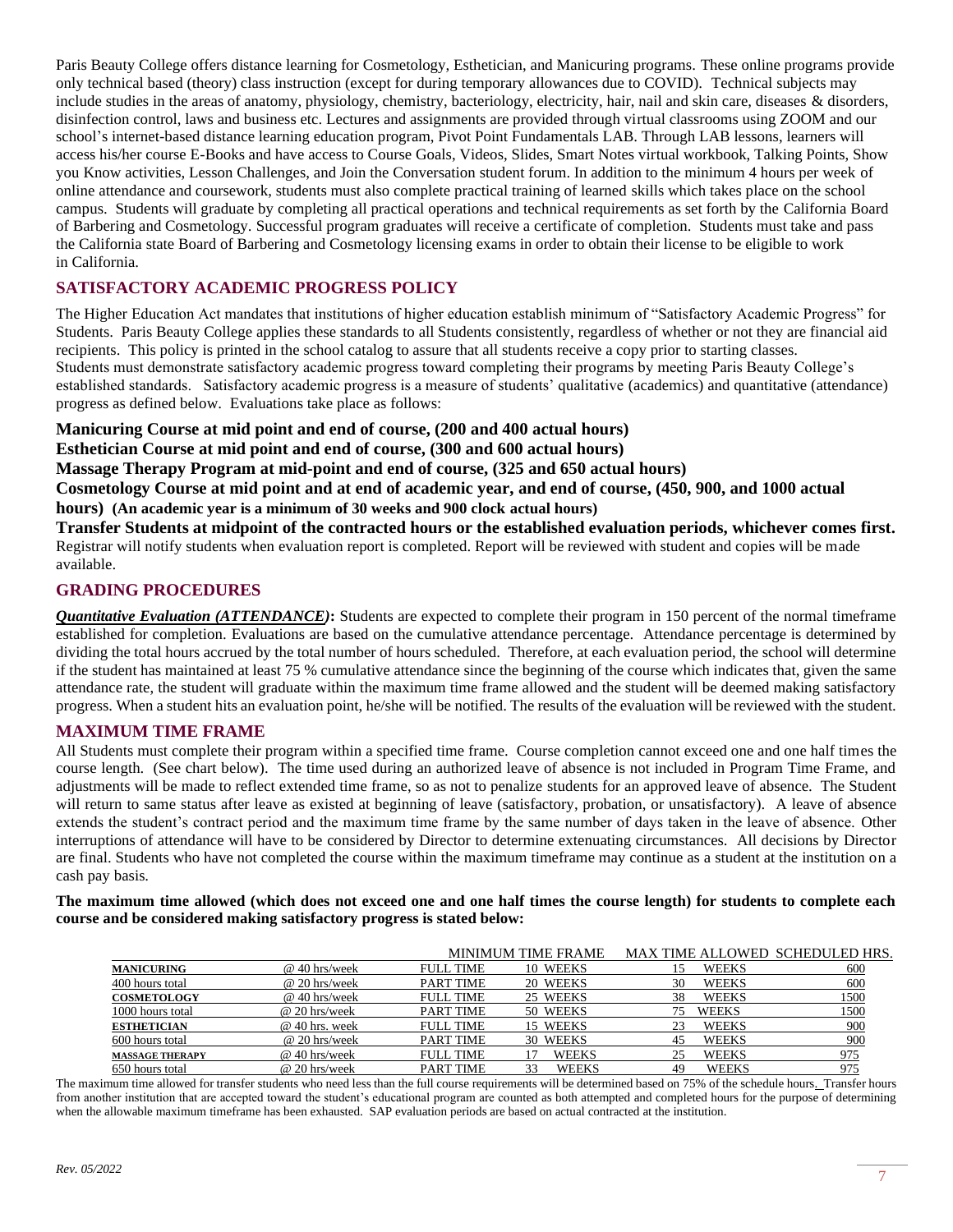Paris Beauty College offers distance learning for Cosmetology, Esthetician, and Manicuring programs. These online programs provide only technical based (theory) class instruction (except for during temporary allowances due to COVID). Technical subjects may include studies in the areas of anatomy, physiology, chemistry, bacteriology, electricity, hair, nail and skin care, diseases & disorders, disinfection control, laws and business etc. Lectures and assignments are provided through virtual classrooms using ZOOM and our school's internet-based distance learning education program, Pivot Point Fundamentals LAB. Through LAB lessons, learners will access his/her course E-Books and have access to Course Goals, Videos, Slides, Smart Notes virtual workbook, Talking Points, Show you Know activities, Lesson Challenges, and Join the Conversation student forum. In addition to the minimum 4 hours per week of online attendance and coursework, students must also complete practical training of learned skills which takes place on the school campus. Students will graduate by completing all practical operations and technical requirements as set forth by the California Board of Barbering and Cosmetology. Successful program graduates will receive a certificate of completion. Students must take and pass the California state Board of Barbering and Cosmetology licensing exams in order to obtain their license to be eligible to work in California.

## SATISFACTORY ACADEMIC PROGRESS POLICY

The Higher Education Act mandates that institutions of higher education establish minimum of "Satisfactory Academic Progress" for Students. Paris Beauty College applies these standards to all Students consistently, regardless of whether or not they are financial aid recipients. This policy is printed in the school catalog to assure that all students receive a copy prior to starting classes.
Students must demonstrate satisfactory academic progress toward completing their programs by meeting Paris Beauty College's established standards. Satisfactory academic progress is a measure of students' qualitative (academics) and quantitative (attendance) progress as defined below. Evaluations take place as follows:

**Manicuring Course at mid point and end of course, (200 and 400 actual hours)**
**Esthetician Course at mid point and end of course, (300 and 600 actual hours)**
**Massage Therapy Program at mid-point and end of course, (325 and 650 actual hours)**
**Cosmetology Course at mid point and at end of academic year, and end of course, (450, 900, and 1000 actual hours) (An academic year is a minimum of 30 weeks and 900 clock actual hours)**
**Transfer Students at midpoint of the contracted hours or the established evaluation periods, whichever comes first.**
Registrar will notify students when evaluation report is completed. Report will be reviewed with student and copies will be made available.

## GRADING PROCEDURES

***Quantitative Evaluation (ATTENDANCE)*:** Students are expected to complete their program in 150 percent of the normal timeframe established for completion. Evaluations are based on the cumulative attendance percentage. Attendance percentage is determined by dividing the total hours accrued by the total number of hours scheduled. Therefore, at each evaluation period, the school will determine if the student has maintained at least 75 % cumulative attendance since the beginning of the course which indicates that, given the same attendance rate, the student will graduate within the maximum time frame allowed and the student will be deemed making satisfactory progress. When a student hits an evaluation point, he/she will be notified. The results of the evaluation will be reviewed with the student.

## MAXIMUM TIME FRAME

All Students must complete their program within a specified time frame. Course completion cannot exceed one and one half times the course length. (See chart below). The time used during an authorized leave of absence is not included in Program Time Frame, and adjustments will be made to reflect extended time frame, so as not to penalize students for an approved leave of absence. The Student will return to same status after leave as existed at beginning of leave (satisfactory, probation, or unsatisfactory). A leave of absence extends the student's contract period and the maximum time frame by the same number of days taken in the leave of absence. Other interruptions of attendance will have to be considered by Director to determine extenuating circumstances. All decisions by Director are final. Students who have not completed the course within the maximum timeframe may continue as a student at the institution on a cash pay basis.

**The maximum time allowed (which does not exceed one and one half times the course length) for students to complete each course and be considered making satisfactory progress is stated below:**

| | | | MINIMUM TIME FRAME | MAX TIME ALLOWED | SCHEDULED HRS. |
|---|---|---|---|---|---|
| **MANICURING** | @ 40 hrs/week | FULL TIME | 10 WEEKS | 15 WEEKS | 600 |
| 400 hours total | @ 20 hrs/week | PART TIME | 20 WEEKS | 30 WEEKS | 600 |
| **COSMETOLOGY** | @ 40 hrs/week | FULL TIME | 25 WEEKS | 38 WEEKS | 1500 |
| 1000 hours total | @ 20 hrs/week | PART TIME | 50 WEEKS | 75 WEEKS | 1500 |
| **ESTHETICIAN** | @ 40 hrs. week | FULL TIME | 15 WEEKS | 23 WEEKS | 900 |
| 600 hours total | @ 20 hrs/week | PART TIME | 30 WEEKS | 45 WEEKS | 900 |
| **MASSAGE THERAPY** | @ 40 hrs/week | FULL TIME | 17 WEEKS | 25 WEEKS | 975 |
| 650 hours total | @ 20 hrs/week | PART TIME | 33 WEEKS | 49 WEEKS | 975 |

The maximum time allowed for transfer students who need less than the full course requirements will be determined based on 75% of the schedule hours. Transfer hours from another institution that are accepted toward the student's educational program are counted as both attempted and completed hours for the purpose of determining when the allowable maximum timeframe has been exhausted. SAP evaluation periods are based on actual contracted at the institution.

*Rev. 05/2022*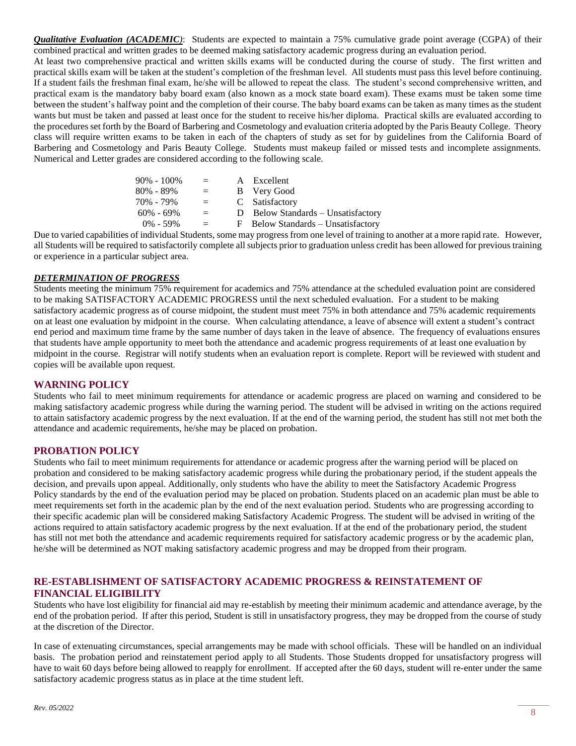***Qualitative Evaluation (ACADEMIC)***: Students are expected to maintain a 75% cumulative grade point average (CGPA) of their combined practical and written grades to be deemed making satisfactory academic progress during an evaluation period.

At least two comprehensive practical and written skills exams will be conducted during the course of study. The first written and practical skills exam will be taken at the student's completion of the freshman level. All students must pass this level before continuing. If a student fails the freshman final exam, he/she will be allowed to repeat the class. The student's second comprehensive written, and practical exam is the mandatory baby board exam (also known as a mock state board exam). These exams must be taken some time between the student's halfway point and the completion of their course. The baby board exams can be taken as many times as the student wants but must be taken and passed at least once for the student to receive his/her diploma. Practical skills are evaluated according to the procedures set forth by the Board of Barbering and Cosmetology and evaluation criteria adopted by the Paris Beauty College. Theory class will require written exams to be taken in each of the chapters of study as set for by guidelines from the California Board of Barbering and Cosmetology and Paris Beauty College. Students must makeup failed or missed tests and incomplete assignments. Numerical and Letter grades are considered according to the following scale.

| | | | |
|---|---|---|---|
| 90% - 100% | = | A | Excellent |
| 80% - 89% | = | B | Very Good |
| 70% - 79% | = | C | Satisfactory |
| 60% - 69% | = | D | Below Standards – Unsatisfactory |
| 0% - 59% | = | F | Below Standards – Unsatisfactory |

Due to varied capabilities of individual Students, some may progress from one level of training to another at a more rapid rate. However, all Students will be required to satisfactorily complete all subjects prior to graduation unless credit has been allowed for previous training or experience in a particular subject area.

***DETERMINATION OF PROGRESS***

Students meeting the minimum 75% requirement for academics and 75% attendance at the scheduled evaluation point are considered to be making SATISFACTORY ACADEMIC PROGRESS until the next scheduled evaluation. For a student to be making satisfactory academic progress as of course midpoint, the student must meet 75% in both attendance and 75% academic requirements on at least one evaluation by midpoint in the course. When calculating attendance, a leave of absence will extent a student's contract end period and maximum time frame by the same number of days taken in the leave of absence. The frequency of evaluations ensures that students have ample opportunity to meet both the attendance and academic progress requirements of at least one evaluation by midpoint in the course. Registrar will notify students when an evaluation report is complete. Report will be reviewed with student and copies will be available upon request.

## WARNING POLICY

Students who fail to meet minimum requirements for attendance or academic progress are placed on warning and considered to be making satisfactory academic progress while during the warning period. The student will be advised in writing on the actions required to attain satisfactory academic progress by the next evaluation. If at the end of the warning period, the student has still not met both the attendance and academic requirements, he/she may be placed on probation.

## PROBATION POLICY

Students who fail to meet minimum requirements for attendance or academic progress after the warning period will be placed on probation and considered to be making satisfactory academic progress while during the probationary period, if the student appeals the decision, and prevails upon appeal. Additionally, only students who have the ability to meet the Satisfactory Academic Progress Policy standards by the end of the evaluation period may be placed on probation. Students placed on an academic plan must be able to meet requirements set forth in the academic plan by the end of the next evaluation period. Students who are progressing according to their specific academic plan will be considered making Satisfactory Academic Progress. The student will be advised in writing of the actions required to attain satisfactory academic progress by the next evaluation. If at the end of the probationary period, the student has still not met both the attendance and academic requirements required for satisfactory academic progress or by the academic plan, he/she will be determined as NOT making satisfactory academic progress and may be dropped from their program.

## RE-ESTABLISHMENT OF SATISFACTORY ACADEMIC PROGRESS & REINSTATEMENT OF FINANCIAL ELIGIBILITY

Students who have lost eligibility for financial aid may re-establish by meeting their minimum academic and attendance average, by the end of the probation period. If after this period, Student is still in unsatisfactory progress, they may be dropped from the course of study at the discretion of the Director.

In case of extenuating circumstances, special arrangements may be made with school officials. These will be handled on an individual basis. The probation period and reinstatement period apply to all Students. Those Students dropped for unsatisfactory progress will have to wait 60 days before being allowed to reapply for enrollment. If accepted after the 60 days, student will re-enter under the same satisfactory academic progress status as in place at the time student left.

*Rev. 05/2022*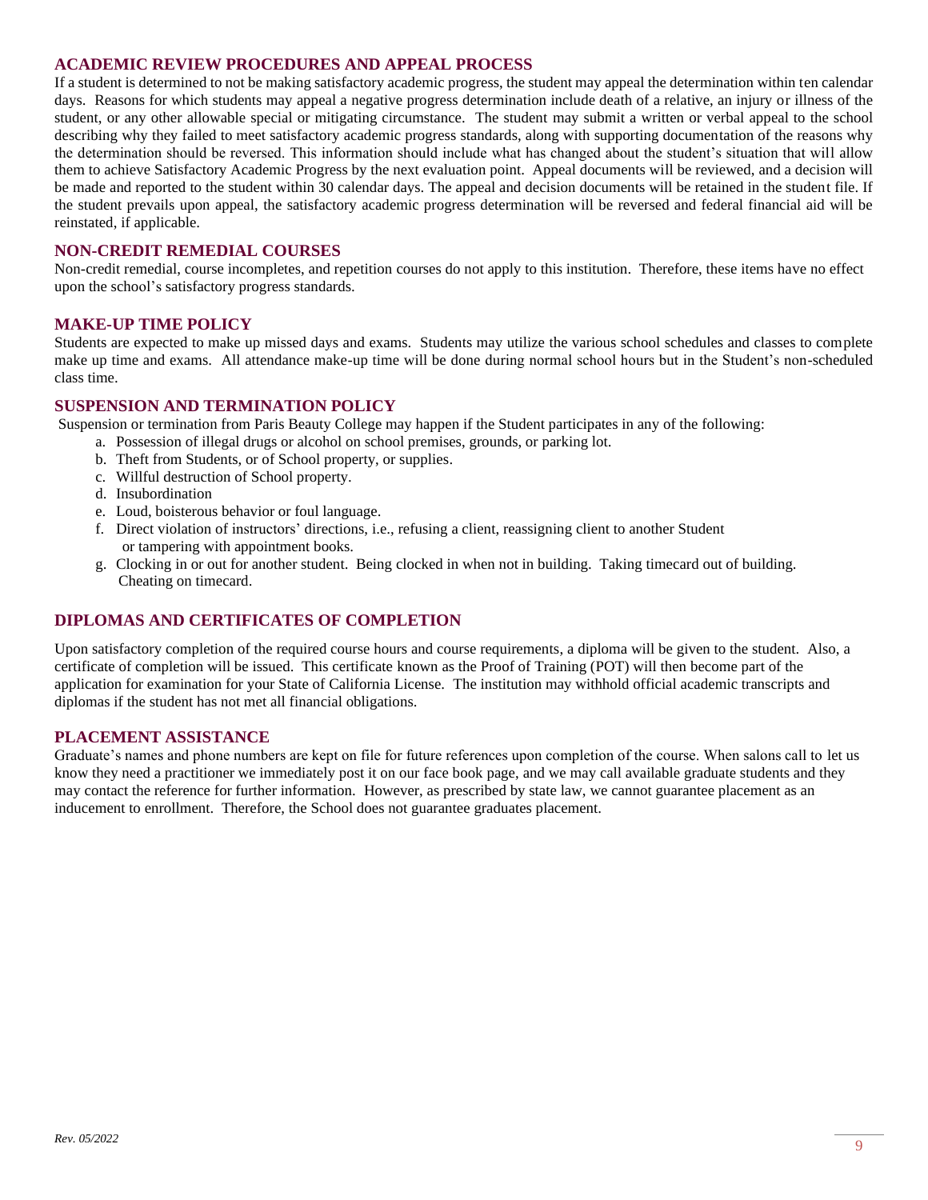## ACADEMIC REVIEW PROCEDURES AND APPEAL PROCESS

If a student is determined to not be making satisfactory academic progress, the student may appeal the determination within ten calendar days. Reasons for which students may appeal a negative progress determination include death of a relative, an injury or illness of the student, or any other allowable special or mitigating circumstance. The student may submit a written or verbal appeal to the school describing why they failed to meet satisfactory academic progress standards, along with supporting documentation of the reasons why the determination should be reversed. This information should include what has changed about the student's situation that will allow them to achieve Satisfactory Academic Progress by the next evaluation point. Appeal documents will be reviewed, and a decision will be made and reported to the student within 30 calendar days. The appeal and decision documents will be retained in the student file. If the student prevails upon appeal, the satisfactory academic progress determination will be reversed and federal financial aid will be reinstated, if applicable.

## NON-CREDIT REMEDIAL COURSES

Non-credit remedial, course incompletes, and repetition courses do not apply to this institution. Therefore, these items have no effect upon the school's satisfactory progress standards.

## MAKE-UP TIME POLICY

Students are expected to make up missed days and exams. Students may utilize the various school schedules and classes to complete make up time and exams. All attendance make-up time will be done during normal school hours but in the Student's non-scheduled class time.

## SUSPENSION AND TERMINATION POLICY

Suspension or termination from Paris Beauty College may happen if the Student participates in any of the following:

a. Possession of illegal drugs or alcohol on school premises, grounds, or parking lot.
b. Theft from Students, or of School property, or supplies.
c. Willful destruction of School property.
d. Insubordination
e. Loud, boisterous behavior or foul language.
f. Direct violation of instructors' directions, i.e., refusing a client, reassigning client to another Student or tampering with appointment books.
g. Clocking in or out for another student. Being clocked in when not in building. Taking timecard out of building. Cheating on timecard.

## DIPLOMAS AND CERTIFICATES OF COMPLETION

Upon satisfactory completion of the required course hours and course requirements, a diploma will be given to the student. Also, a certificate of completion will be issued. This certificate known as the Proof of Training (POT) will then become part of the application for examination for your State of California License. The institution may withhold official academic transcripts and diplomas if the student has not met all financial obligations.

## PLACEMENT ASSISTANCE

Graduate's names and phone numbers are kept on file for future references upon completion of the course. When salons call to let us know they need a practitioner we immediately post it on our face book page, and we may call available graduate students and they may contact the reference for further information. However, as prescribed by state law, we cannot guarantee placement as an inducement to enrollment. Therefore, the School does not guarantee graduates placement.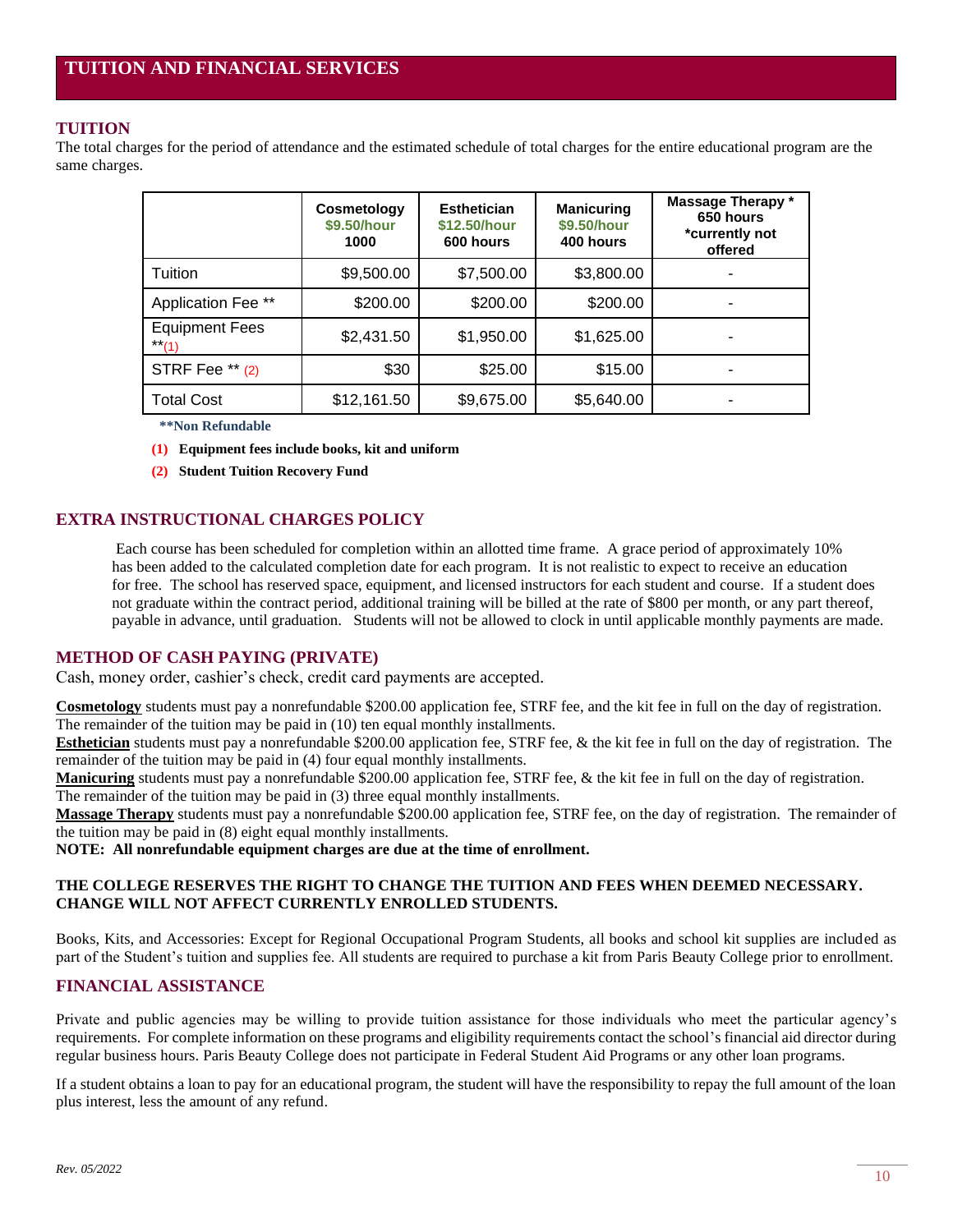# TUITION AND FINANCIAL SERVICES

## TUITION

The total charges for the period of attendance and the estimated schedule of total charges for the entire educational program are the same charges.

| | Cosmetology $9.50/hour 1000 | Esthetician $12.50/hour 600 hours | Manicuring $9.50/hour 400 hours | Massage Therapy * 650 hours *currently not offered |
|---|---|---|---|---|
| Tuition | $9,500.00 | $7,500.00 | $3,800.00 | - |
| Application Fee ** | $200.00 | $200.00 | $200.00 | - |
| Equipment Fees **(1) | $2,431.50 | $1,950.00 | $1,625.00 | - |
| STRF Fee ** (2) | $30 | $25.00 | $15.00 | - |
| Total Cost | $12,161.50 | $9,675.00 | $5,640.00 | - |

**\*\*Non Refundable**

**(1) Equipment fees include books, kit and uniform**

**(2) Student Tuition Recovery Fund**

## EXTRA INSTRUCTIONAL CHARGES POLICY

Each course has been scheduled for completion within an allotted time frame. A grace period of approximately 10% has been added to the calculated completion date for each program. It is not realistic to expect to receive an education for free. The school has reserved space, equipment, and licensed instructors for each student and course. If a student does not graduate within the contract period, additional training will be billed at the rate of $800 per month, or any part thereof, payable in advance, until graduation. Students will not be allowed to clock in until applicable monthly payments are made.

## METHOD OF CASH PAYING (PRIVATE)

Cash, money order, cashier's check, credit card payments are accepted.

**Cosmetology** students must pay a nonrefundable $200.00 application fee, STRF fee, and the kit fee in full on the day of registration. The remainder of the tuition may be paid in (10) ten equal monthly installments.

**Esthetician** students must pay a nonrefundable $200.00 application fee, STRF fee, & the kit fee in full on the day of registration. The remainder of the tuition may be paid in (4) four equal monthly installments.

**Manicuring** students must pay a nonrefundable $200.00 application fee, STRF fee, & the kit fee in full on the day of registration. The remainder of the tuition may be paid in (3) three equal monthly installments.

**Massage Therapy** students must pay a nonrefundable $200.00 application fee, STRF fee, on the day of registration. The remainder of the tuition may be paid in (8) eight equal monthly installments.

**NOTE: All nonrefundable equipment charges are due at the time of enrollment.**

**THE COLLEGE RESERVES THE RIGHT TO CHANGE THE TUITION AND FEES WHEN DEEMED NECESSARY. CHANGE WILL NOT AFFECT CURRENTLY ENROLLED STUDENTS.**

Books, Kits, and Accessories: Except for Regional Occupational Program Students, all books and school kit supplies are included as part of the Student's tuition and supplies fee. All students are required to purchase a kit from Paris Beauty College prior to enrollment.

## FINANCIAL ASSISTANCE

Private and public agencies may be willing to provide tuition assistance for those individuals who meet the particular agency's requirements. For complete information on these programs and eligibility requirements contact the school's financial aid director during regular business hours. Paris Beauty College does not participate in Federal Student Aid Programs or any other loan programs.

If a student obtains a loan to pay for an educational program, the student will have the responsibility to repay the full amount of the loan plus interest, less the amount of any refund.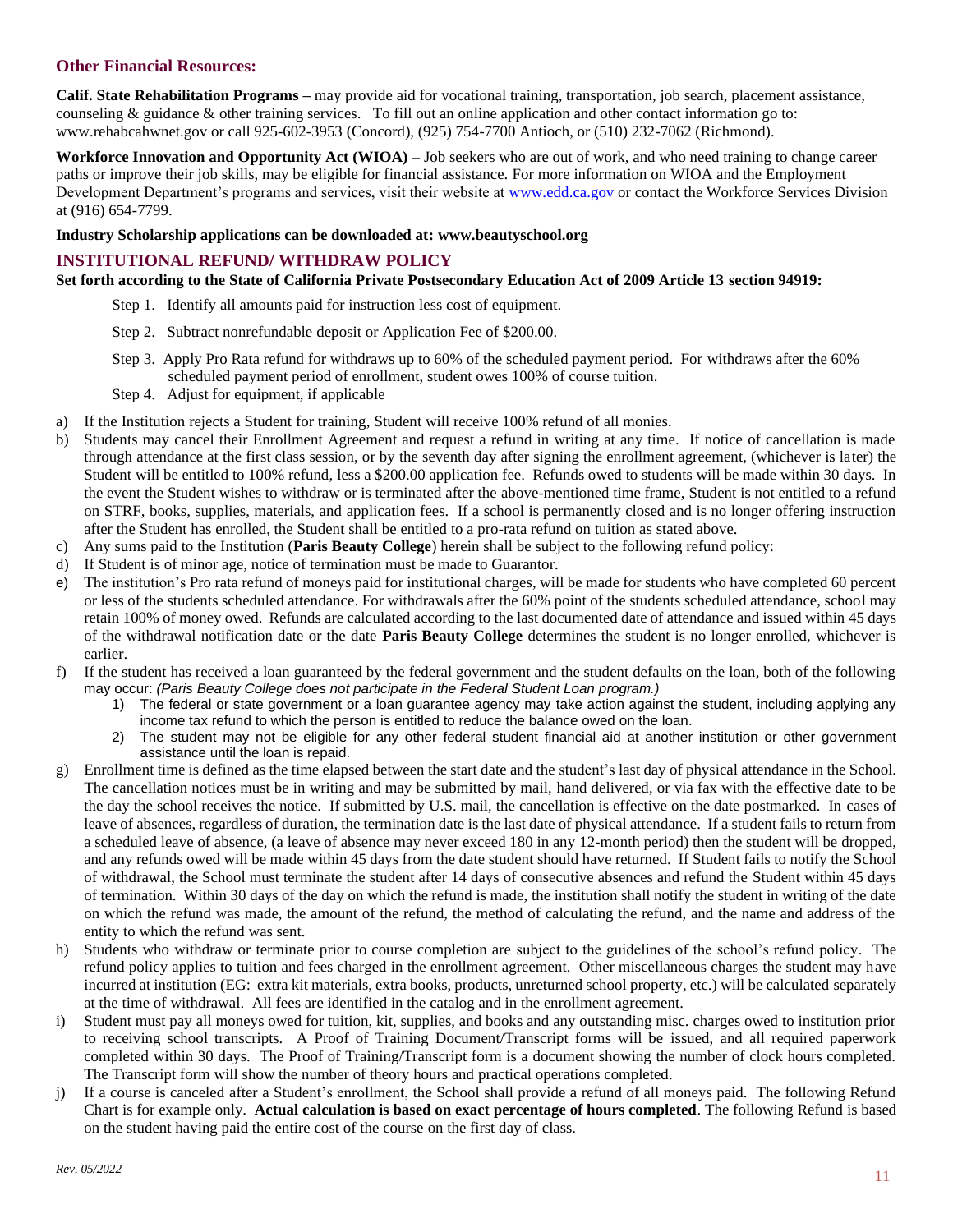## Other Financial Resources:

**Calif. State Rehabilitation Programs –** may provide aid for vocational training, transportation, job search, placement assistance, counseling & guidance & other training services. To fill out an online application and other contact information go to: www.rehabcahwnet.gov or call 925-602-3953 (Concord), (925) 754-7700 Antioch, or (510) 232-7062 (Richmond).

**Workforce Innovation and Opportunity Act (WIOA)** – Job seekers who are out of work, and who need training to change career paths or improve their job skills, may be eligible for financial assistance. For more information on WIOA and the Employment Development Department's programs and services, visit their website at www.edd.ca.gov or contact the Workforce Services Division at (916) 654-7799.

**Industry Scholarship applications can be downloaded at: www.beautyschool.org**

## INSTITUTIONAL REFUND/ WITHDRAW POLICY

**Set forth according to the State of California Private Postsecondary Education Act of 2009 Article 13 section 94919:**

Step 1. Identify all amounts paid for instruction less cost of equipment.

Step 2. Subtract nonrefundable deposit or Application Fee of $200.00.

Step 3. Apply Pro Rata refund for withdraws up to 60% of the scheduled payment period. For withdraws after the 60% scheduled payment period of enrollment, student owes 100% of course tuition.

Step 4. Adjust for equipment, if applicable

a) If the Institution rejects a Student for training, Student will receive 100% refund of all monies.

b) Students may cancel their Enrollment Agreement and request a refund in writing at any time. If notice of cancellation is made through attendance at the first class session, or by the seventh day after signing the enrollment agreement, (whichever is later) the Student will be entitled to 100% refund, less a $200.00 application fee. Refunds owed to students will be made within 30 days. In the event the Student wishes to withdraw or is terminated after the above-mentioned time frame, Student is not entitled to a refund on STRF, books, supplies, materials, and application fees. If a school is permanently closed and is no longer offering instruction after the Student has enrolled, the Student shall be entitled to a pro-rata refund on tuition as stated above.

c) Any sums paid to the Institution (**Paris Beauty College**) herein shall be subject to the following refund policy:

d) If Student is of minor age, notice of termination must be made to Guarantor.

e) The institution's Pro rata refund of moneys paid for institutional charges, will be made for students who have completed 60 percent or less of the students scheduled attendance. For withdrawals after the 60% point of the students scheduled attendance, school may retain 100% of money owed. Refunds are calculated according to the last documented date of attendance and issued within 45 days of the withdrawal notification date or the date **Paris Beauty College** determines the student is no longer enrolled, whichever is earlier.

f) If the student has received a loan guaranteed by the federal government and the student defaults on the loan, both of the following may occur: *(Paris Beauty College does not participate in the Federal Student Loan program.)*
   1) The federal or state government or a loan guarantee agency may take action against the student, including applying any income tax refund to which the person is entitled to reduce the balance owed on the loan.
   2) The student may not be eligible for any other federal student financial aid at another institution or other government assistance until the loan is repaid.

g) Enrollment time is defined as the time elapsed between the start date and the student's last day of physical attendance in the School. The cancellation notices must be in writing and may be submitted by mail, hand delivered, or via fax with the effective date to be the day the school receives the notice. If submitted by U.S. mail, the cancellation is effective on the date postmarked. In cases of leave of absences, regardless of duration, the termination date is the last date of physical attendance. If a student fails to return from a scheduled leave of absence, (a leave of absence may never exceed 180 in any 12-month period) then the student will be dropped, and any refunds owed will be made within 45 days from the date student should have returned. If Student fails to notify the School of withdrawal, the School must terminate the student after 14 days of consecutive absences and refund the Student within 45 days of termination. Within 30 days of the day on which the refund is made, the institution shall notify the student in writing of the date on which the refund was made, the amount of the refund, the method of calculating the refund, and the name and address of the entity to which the refund was sent.

h) Students who withdraw or terminate prior to course completion are subject to the guidelines of the school's refund policy. The refund policy applies to tuition and fees charged in the enrollment agreement. Other miscellaneous charges the student may have incurred at institution (EG: extra kit materials, extra books, products, unreturned school property, etc.) will be calculated separately at the time of withdrawal. All fees are identified in the catalog and in the enrollment agreement.

i) Student must pay all moneys owed for tuition, kit, supplies, and books and any outstanding misc. charges owed to institution prior to receiving school transcripts. A Proof of Training Document/Transcript forms will be issued, and all required paperwork completed within 30 days. The Proof of Training/Transcript form is a document showing the number of clock hours completed. The Transcript form will show the number of theory hours and practical operations completed.

j) If a course is canceled after a Student's enrollment, the School shall provide a refund of all moneys paid. The following Refund Chart is for example only. **Actual calculation is based on exact percentage of hours completed**. The following Refund is based on the student having paid the entire cost of the course on the first day of class.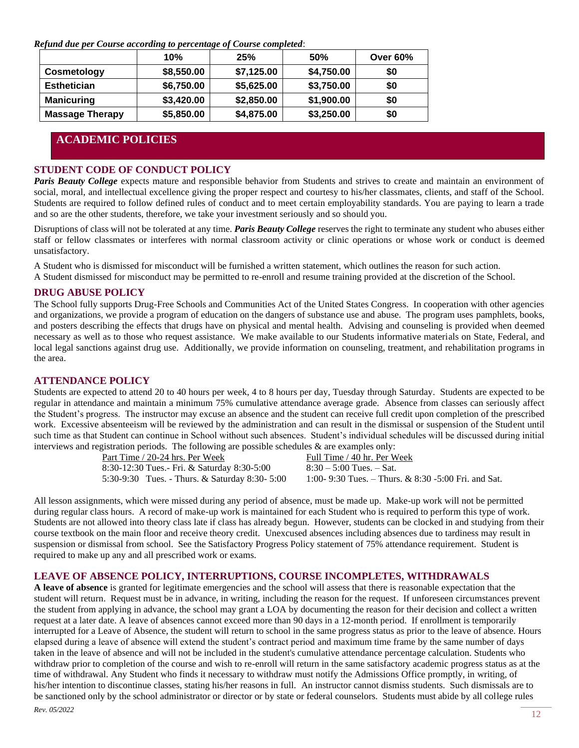***Refund due per Course according to percentage of Course completed***:

| | 10% | 25% | 50% | Over 60% |
|---|---|---|---|---|
| **Cosmetology** | $8,550.00 | $7,125.00 | $4,750.00 | $0 |
| **Esthetician** | $6,750.00 | $5,625.00 | $3,750.00 | $0 |
| **Manicuring** | $3,420.00 | $2,850.00 | $1,900.00 | $0 |
| **Massage Therapy** | $5,850.00 | $4,875.00 | $3,250.00 | $0 |

## ACADEMIC POLICIES

### STUDENT CODE OF CONDUCT POLICY

***Paris Beauty College*** expects mature and responsible behavior from Students and strives to create and maintain an environment of social, moral, and intellectual excellence giving the proper respect and courtesy to his/her classmates, clients, and staff of the School. Students are required to follow defined rules of conduct and to meet certain employability standards. You are paying to learn a trade and so are the other students, therefore, we take your investment seriously and so should you.

Disruptions of class will not be tolerated at any time. ***Paris Beauty College*** reserves the right to terminate any student who abuses either staff or fellow classmates or interferes with normal classroom activity or clinic operations or whose work or conduct is deemed unsatisfactory.

A Student who is dismissed for misconduct will be furnished a written statement, which outlines the reason for such action.
A Student dismissed for misconduct may be permitted to re-enroll and resume training provided at the discretion of the School.

### DRUG ABUSE POLICY

The School fully supports Drug-Free Schools and Communities Act of the United States Congress. In cooperation with other agencies and organizations, we provide a program of education on the dangers of substance use and abuse. The program uses pamphlets, books, and posters describing the effects that drugs have on physical and mental health. Advising and counseling is provided when deemed necessary as well as to those who request assistance. We make available to our Students informative materials on State, Federal, and local legal sanctions against drug use. Additionally, we provide information on counseling, treatment, and rehabilitation programs in the area.

### ATTENDANCE POLICY

Students are expected to attend 20 to 40 hours per week, 4 to 8 hours per day, Tuesday through Saturday. Students are expected to be regular in attendance and maintain a minimum 75% cumulative attendance average grade. Absence from classes can seriously affect the Student's progress. The instructor may excuse an absence and the student can receive full credit upon completion of the prescribed work. Excessive absenteeism will be reviewed by the administration and can result in the dismissal or suspension of the Student until such time as that Student can continue in School without such absences. Student's individual schedules will be discussed during initial interviews and registration periods. The following are possible schedules & are examples only:

| Part Time / 20-24 hrs. Per Week | Full Time / 40 hr. Per Week |
|---|---|
| 8:30-12:30 Tues.- Fri. & Saturday 8:30-5:00 | 8:30 – 5:00 Tues. – Sat. |
| 5:30-9:30 Tues. - Thurs. & Saturday 8:30- 5:00 | 1:00- 9:30 Tues. – Thurs. & 8:30 -5:00 Fri. and Sat. |

All lesson assignments, which were missed during any period of absence, must be made up. Make-up work will not be permitted during regular class hours. A record of make-up work is maintained for each Student who is required to perform this type of work. Students are not allowed into theory class late if class has already begun. However, students can be clocked in and studying from their course textbook on the main floor and receive theory credit. Unexcused absences including absences due to tardiness may result in suspension or dismissal from school. See the Satisfactory Progress Policy statement of 75% attendance requirement. Student is required to make up any and all prescribed work or exams.

### LEAVE OF ABSENCE POLICY, INTERRUPTIONS, COURSE INCOMPLETES, WITHDRAWALS

**A leave of absence** is granted for legitimate emergencies and the school will assess that there is reasonable expectation that the student will return. Request must be in advance, in writing, including the reason for the request. If unforeseen circumstances prevent the student from applying in advance, the school may grant a LOA by documenting the reason for their decision and collect a written request at a later date. A leave of absences cannot exceed more than 90 days in a 12-month period. If enrollment is temporarily interrupted for a Leave of Absence, the student will return to school in the same progress status as prior to the leave of absence. Hours elapsed during a leave of absence will extend the student's contract period and maximum time frame by the same number of days taken in the leave of absence and will not be included in the student's cumulative attendance percentage calculation. Students who withdraw prior to completion of the course and wish to re-enroll will return in the same satisfactory academic progress status as at the time of withdrawal. Any Student who finds it necessary to withdraw must notify the Admissions Office promptly, in writing, of his/her intention to discontinue classes, stating his/her reasons in full. An instructor cannot dismiss students. Such dismissals are to be sanctioned only by the school administrator or director or by state or federal counselors. Students must abide by all college rules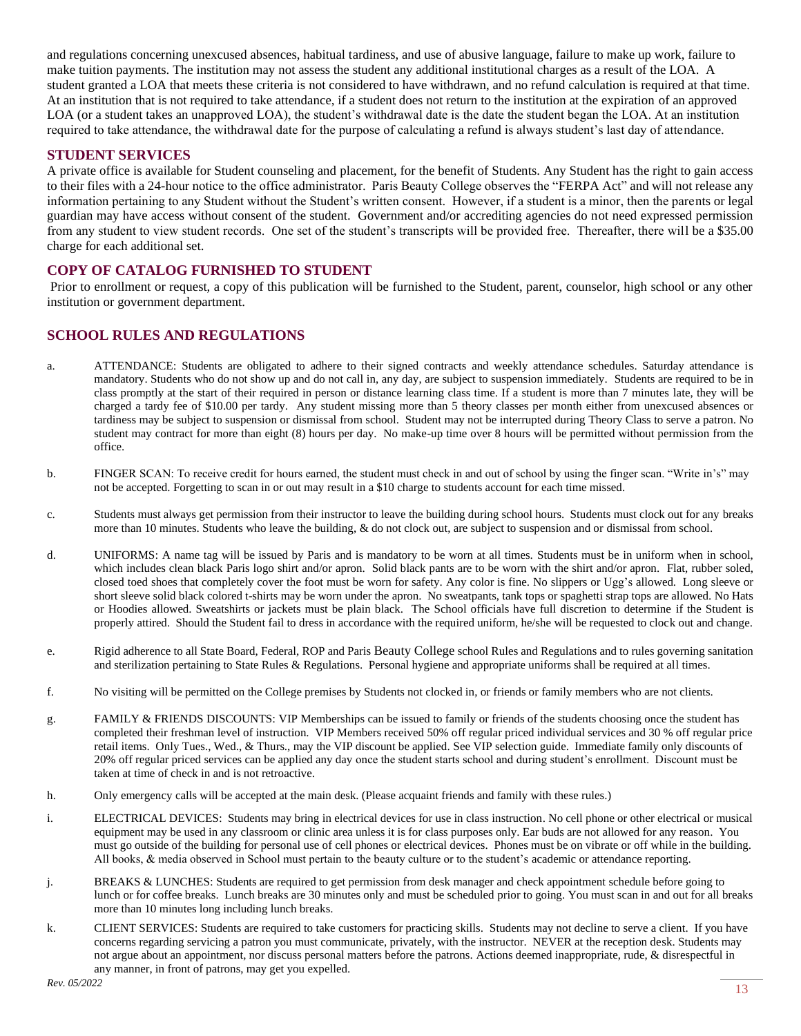and regulations concerning unexcused absences, habitual tardiness, and use of abusive language, failure to make up work, failure to make tuition payments. The institution may not assess the student any additional institutional charges as a result of the LOA. A student granted a LOA that meets these criteria is not considered to have withdrawn, and no refund calculation is required at that time. At an institution that is not required to take attendance, if a student does not return to the institution at the expiration of an approved LOA (or a student takes an unapproved LOA), the student's withdrawal date is the date the student began the LOA. At an institution required to take attendance, the withdrawal date for the purpose of calculating a refund is always student's last day of attendance.

## STUDENT SERVICES

A private office is available for Student counseling and placement, for the benefit of Students. Any Student has the right to gain access to their files with a 24-hour notice to the office administrator. Paris Beauty College observes the "FERPA Act" and will not release any information pertaining to any Student without the Student's written consent. However, if a student is a minor, then the parents or legal guardian may have access without consent of the student. Government and/or accrediting agencies do not need expressed permission from any student to view student records. One set of the student's transcripts will be provided free. Thereafter, there will be a $35.00 charge for each additional set.

## COPY OF CATALOG FURNISHED TO STUDENT

Prior to enrollment or request, a copy of this publication will be furnished to the Student, parent, counselor, high school or any other institution or government department.

## SCHOOL RULES AND REGULATIONS

a. ATTENDANCE: Students are obligated to adhere to their signed contracts and weekly attendance schedules. Saturday attendance is mandatory. Students who do not show up and do not call in, any day, are subject to suspension immediately. Students are required to be in class promptly at the start of their required in person or distance learning class time. If a student is more than 7 minutes late, they will be charged a tardy fee of $10.00 per tardy. Any student missing more than 5 theory classes per month either from unexcused absences or tardiness may be subject to suspension or dismissal from school. Student may not be interrupted during Theory Class to serve a patron. No student may contract for more than eight (8) hours per day. No make-up time over 8 hours will be permitted without permission from the office.

b. FINGER SCAN: To receive credit for hours earned, the student must check in and out of school by using the finger scan. "Write in's" may not be accepted. Forgetting to scan in or out may result in a $10 charge to students account for each time missed.

c. Students must always get permission from their instructor to leave the building during school hours. Students must clock out for any breaks more than 10 minutes. Students who leave the building, & do not clock out, are subject to suspension and or dismissal from school.

d. UNIFORMS: A name tag will be issued by Paris and is mandatory to be worn at all times. Students must be in uniform when in school, which includes clean black Paris logo shirt and/or apron. Solid black pants are to be worn with the shirt and/or apron. Flat, rubber soled, closed toed shoes that completely cover the foot must be worn for safety. Any color is fine. No slippers or Ugg's allowed. Long sleeve or short sleeve solid black colored t-shirts may be worn under the apron. No sweatpants, tank tops or spaghetti strap tops are allowed. No Hats or Hoodies allowed. Sweatshirts or jackets must be plain black. The School officials have full discretion to determine if the Student is properly attired. Should the Student fail to dress in accordance with the required uniform, he/she will be requested to clock out and change.

e. Rigid adherence to all State Board, Federal, ROP and Paris Beauty College school Rules and Regulations and to rules governing sanitation and sterilization pertaining to State Rules & Regulations. Personal hygiene and appropriate uniforms shall be required at all times.

f. No visiting will be permitted on the College premises by Students not clocked in, or friends or family members who are not clients.

g. FAMILY & FRIENDS DISCOUNTS: VIP Memberships can be issued to family or friends of the students choosing once the student has completed their freshman level of instruction. VIP Members received 50% off regular priced individual services and 30 % off regular price retail items. Only Tues., Wed., & Thurs., may the VIP discount be applied. See VIP selection guide. Immediate family only discounts of 20% off regular priced services can be applied any day once the student starts school and during student's enrollment. Discount must be taken at time of check in and is not retroactive.

h. Only emergency calls will be accepted at the main desk. (Please acquaint friends and family with these rules.)

i. ELECTRICAL DEVICES: Students may bring in electrical devices for use in class instruction. No cell phone or other electrical or musical equipment may be used in any classroom or clinic area unless it is for class purposes only. Ear buds are not allowed for any reason. You must go outside of the building for personal use of cell phones or electrical devices. Phones must be on vibrate or off while in the building. All books, & media observed in School must pertain to the beauty culture or to the student's academic or attendance reporting.

j. BREAKS & LUNCHES: Students are required to get permission from desk manager and check appointment schedule before going to lunch or for coffee breaks. Lunch breaks are 30 minutes only and must be scheduled prior to going. You must scan in and out for all breaks more than 10 minutes long including lunch breaks.

k. CLIENT SERVICES: Students are required to take customers for practicing skills. Students may not decline to serve a client. If you have concerns regarding servicing a patron you must communicate, privately, with the instructor. NEVER at the reception desk. Students may not argue about an appointment, nor discuss personal matters before the patrons. Actions deemed inappropriate, rude, & disrespectful in any manner, in front of patrons, may get you expelled.

*Rev. 05/2022*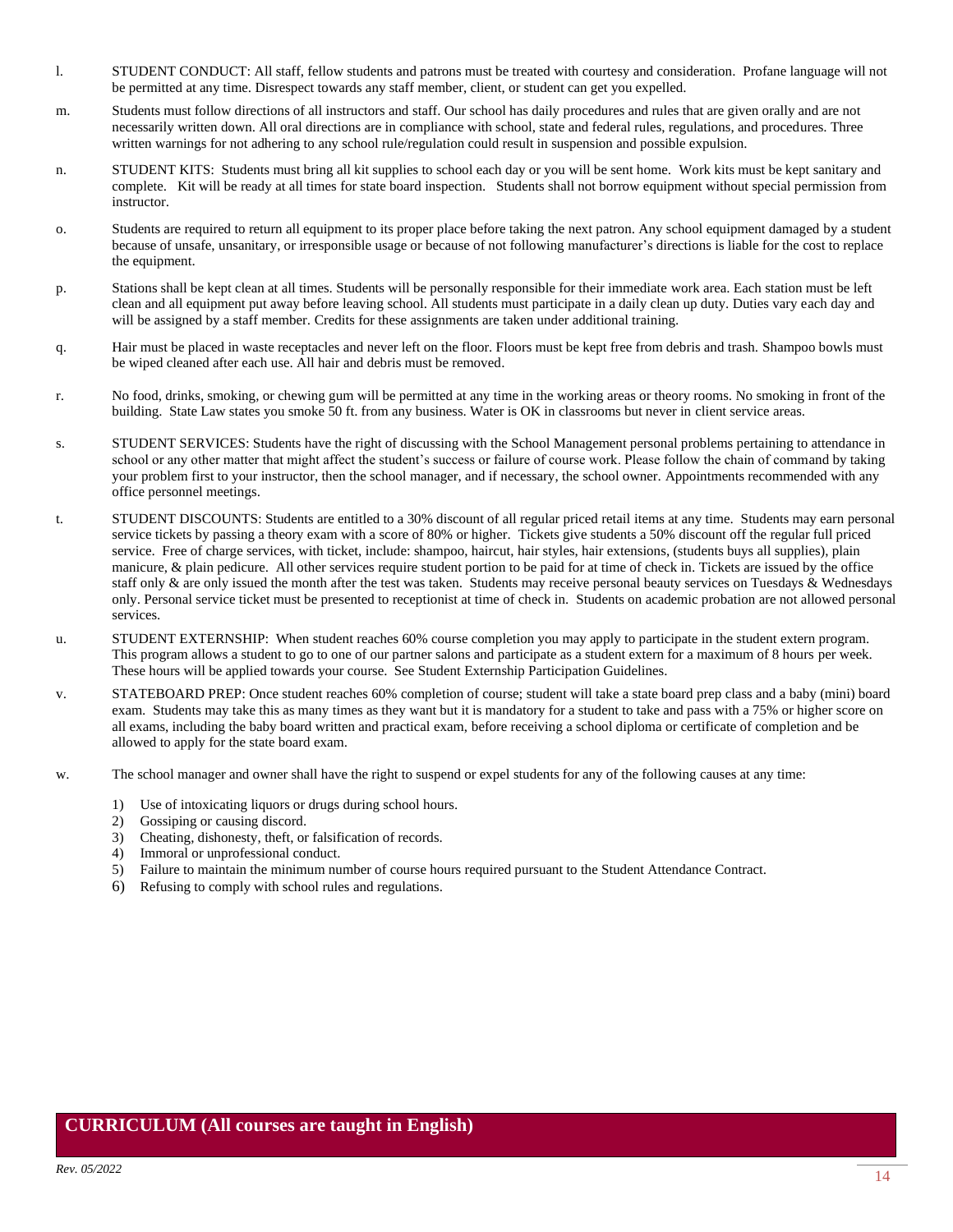l. STUDENT CONDUCT: All staff, fellow students and patrons must be treated with courtesy and consideration. Profane language will not be permitted at any time. Disrespect towards any staff member, client, or student can get you expelled.

m. Students must follow directions of all instructors and staff. Our school has daily procedures and rules that are given orally and are not necessarily written down. All oral directions are in compliance with school, state and federal rules, regulations, and procedures. Three written warnings for not adhering to any school rule/regulation could result in suspension and possible expulsion.

n. STUDENT KITS: Students must bring all kit supplies to school each day or you will be sent home. Work kits must be kept sanitary and complete. Kit will be ready at all times for state board inspection. Students shall not borrow equipment without special permission from instructor.

o. Students are required to return all equipment to its proper place before taking the next patron. Any school equipment damaged by a student because of unsafe, unsanitary, or irresponsible usage or because of not following manufacturer's directions is liable for the cost to replace the equipment.

p. Stations shall be kept clean at all times. Students will be personally responsible for their immediate work area. Each station must be left clean and all equipment put away before leaving school. All students must participate in a daily clean up duty. Duties vary each day and will be assigned by a staff member. Credits for these assignments are taken under additional training.

q. Hair must be placed in waste receptacles and never left on the floor. Floors must be kept free from debris and trash. Shampoo bowls must be wiped cleaned after each use. All hair and debris must be removed.

r. No food, drinks, smoking, or chewing gum will be permitted at any time in the working areas or theory rooms. No smoking in front of the building. State Law states you smoke 50 ft. from any business. Water is OK in classrooms but never in client service areas.

s. STUDENT SERVICES: Students have the right of discussing with the School Management personal problems pertaining to attendance in school or any other matter that might affect the student's success or failure of course work. Please follow the chain of command by taking your problem first to your instructor, then the school manager, and if necessary, the school owner. Appointments recommended with any office personnel meetings.

t. STUDENT DISCOUNTS: Students are entitled to a 30% discount of all regular priced retail items at any time. Students may earn personal service tickets by passing a theory exam with a score of 80% or higher. Tickets give students a 50% discount off the regular full priced service. Free of charge services, with ticket, include: shampoo, haircut, hair styles, hair extensions, (students buys all supplies), plain manicure, & plain pedicure. All other services require student portion to be paid for at time of check in. Tickets are issued by the office staff only & are only issued the month after the test was taken. Students may receive personal beauty services on Tuesdays & Wednesdays only. Personal service ticket must be presented to receptionist at time of check in. Students on academic probation are not allowed personal services.

u. STUDENT EXTERNSHIP: When student reaches 60% course completion you may apply to participate in the student extern program. This program allows a student to go to one of our partner salons and participate as a student extern for a maximum of 8 hours per week. These hours will be applied towards your course. See Student Externship Participation Guidelines.

v. STATEBOARD PREP: Once student reaches 60% completion of course; student will take a state board prep class and a baby (mini) board exam. Students may take this as many times as they want but it is mandatory for a student to take and pass with a 75% or higher score on all exams, including the baby board written and practical exam, before receiving a school diploma or certificate of completion and be allowed to apply for the state board exam.

w. The school manager and owner shall have the right to suspend or expel students for any of the following causes at any time:

1) Use of intoxicating liquors or drugs during school hours.
2) Gossiping or causing discord.
3) Cheating, dishonesty, theft, or falsification of records.
4) Immoral or unprofessional conduct.
5) Failure to maintain the minimum number of course hours required pursuant to the Student Attendance Contract.
6) Refusing to comply with school rules and regulations.

## CURRICULUM (All courses are taught in English)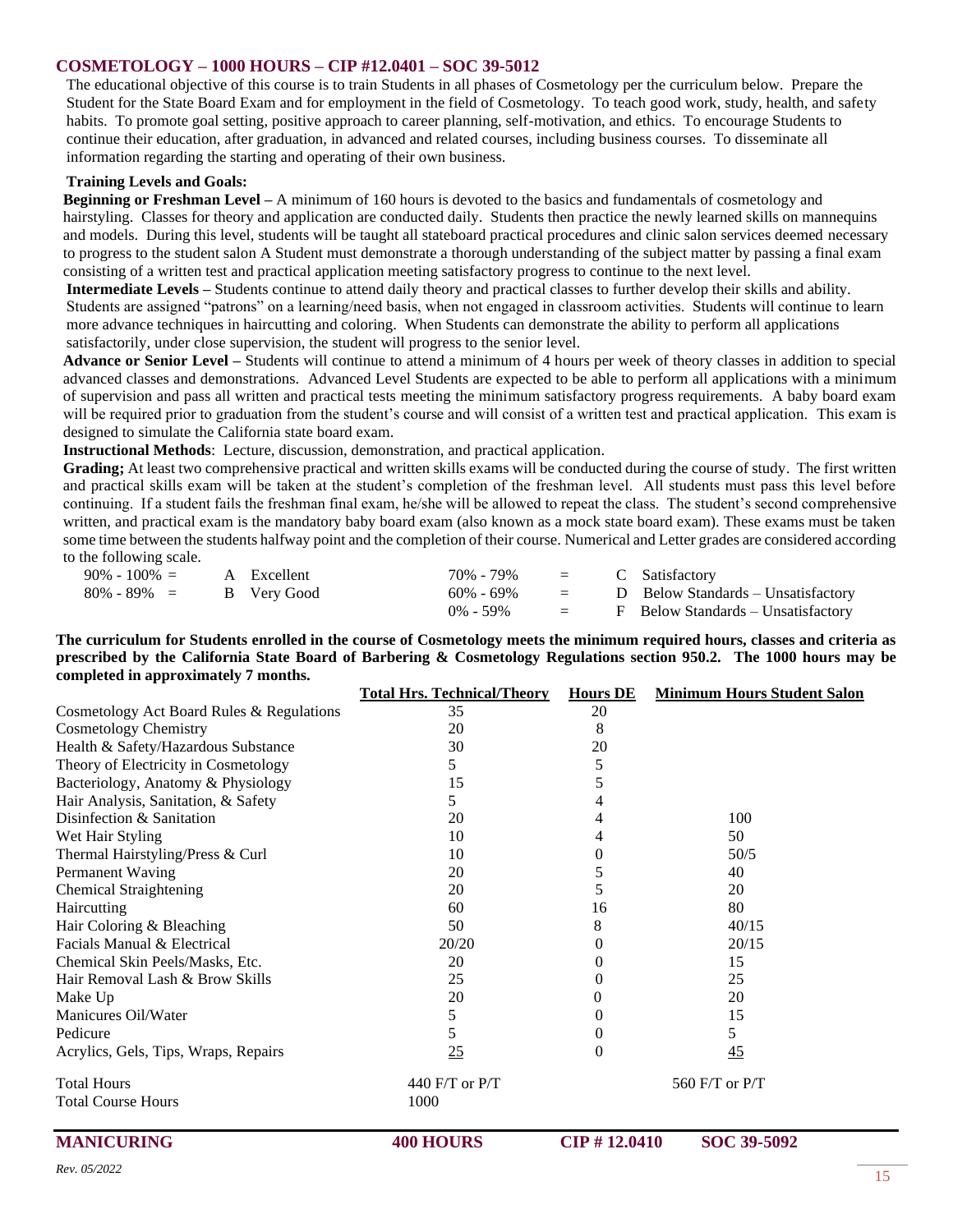## COSMETOLOGY – 1000 HOURS – CIP #12.0401 – SOC 39-5012

The educational objective of this course is to train Students in all phases of Cosmetology per the curriculum below. Prepare the Student for the State Board Exam and for employment in the field of Cosmetology. To teach good work, study, health, and safety habits. To promote goal setting, positive approach to career planning, self-motivation, and ethics. To encourage Students to continue their education, after graduation, in advanced and related courses, including business courses. To disseminate all information regarding the starting and operating of their own business.

**Training Levels and Goals:**

**Beginning or Freshman Level –** A minimum of 160 hours is devoted to the basics and fundamentals of cosmetology and hairstyling. Classes for theory and application are conducted daily. Students then practice the newly learned skills on mannequins and models. During this level, students will be taught all stateboard practical procedures and clinic salon services deemed necessary to progress to the student salon A Student must demonstrate a thorough understanding of the subject matter by passing a final exam consisting of a written test and practical application meeting satisfactory progress to continue to the next level.

**Intermediate Levels –** Students continue to attend daily theory and practical classes to further develop their skills and ability. Students are assigned "patrons" on a learning/need basis, when not engaged in classroom activities. Students will continue to learn more advance techniques in haircutting and coloring. When Students can demonstrate the ability to perform all applications satisfactorily, under close supervision, the student will progress to the senior level.

**Advance or Senior Level –** Students will continue to attend a minimum of 4 hours per week of theory classes in addition to special advanced classes and demonstrations. Advanced Level Students are expected to be able to perform all applications with a minimum of supervision and pass all written and practical tests meeting the minimum satisfactory progress requirements. A baby board exam will be required prior to graduation from the student's course and will consist of a written test and practical application. This exam is designed to simulate the California state board exam.

**Instructional Methods**: Lecture, discussion, demonstration, and practical application.

**Grading;** At least two comprehensive practical and written skills exams will be conducted during the course of study. The first written and practical skills exam will be taken at the student's completion of the freshman level. All students must pass this level before continuing. If a student fails the freshman final exam, he/she will be allowed to repeat the class. The student's second comprehensive written, and practical exam is the mandatory baby board exam (also known as a mock state board exam). These exams must be taken some time between the students halfway point and the completion of their course. Numerical and Letter grades are considered according to the following scale.

| | | | |
|---|---|---|---|
| 90% - 100% = | A Excellent | 70% - 79% = | C Satisfactory |
| 80% - 89% = | B Very Good | 60% - 69% = | D Below Standards – Unsatisfactory |
| | | 0% - 59% = | F Below Standards – Unsatisfactory |

**The curriculum for Students enrolled in the course of Cosmetology meets the minimum required hours, classes and criteria as prescribed by the California State Board of Barbering & Cosmetology Regulations section 950.2. The 1000 hours may be completed in approximately 7 months.**

| | Total Hrs. Technical/Theory | Hours DE | Minimum Hours Student Salon |
|---|---|---|---|
| Cosmetology Act Board Rules & Regulations | 35 | 20 | |
| Cosmetology Chemistry | 20 | 8 | |
| Health & Safety/Hazardous Substance | 30 | 20 | |
| Theory of Electricity in Cosmetology | 5 | 5 | |
| Bacteriology, Anatomy & Physiology | 15 | 5 | |
| Hair Analysis, Sanitation, & Safety | 5 | 4 | |
| Disinfection & Sanitation | 20 | 4 | 100 |
| Wet Hair Styling | 10 | 4 | 50 |
| Thermal Hairstyling/Press & Curl | 10 | 0 | 50/5 |
| Permanent Waving | 20 | 5 | 40 |
| Chemical Straightening | 20 | 5 | 20 |
| Haircutting | 60 | 16 | 80 |
| Hair Coloring & Bleaching | 50 | 8 | 40/15 |
| Facials Manual & Electrical | 20/20 | 0 | 20/15 |
| Chemical Skin Peels/Masks, Etc. | 20 | 0 | 15 |
| Hair Removal Lash & Brow Skills | 25 | 0 | 25 |
| Make Up | 20 | 0 | 20 |
| Manicures Oil/Water | 5 | 0 | 15 |
| Pedicure | 5 | 0 | 5 |
| Acrylics, Gels, Tips, Wraps, Repairs | 25 | 0 | 45 |
| Total Hours | 440 F/T or P/T | | 560 F/T or P/T |
| Total Course Hours | 1000 | | |

## MANICURING — 400 HOURS — CIP # 12.0410 — SOC 39-5092

*Rev. 05/2022*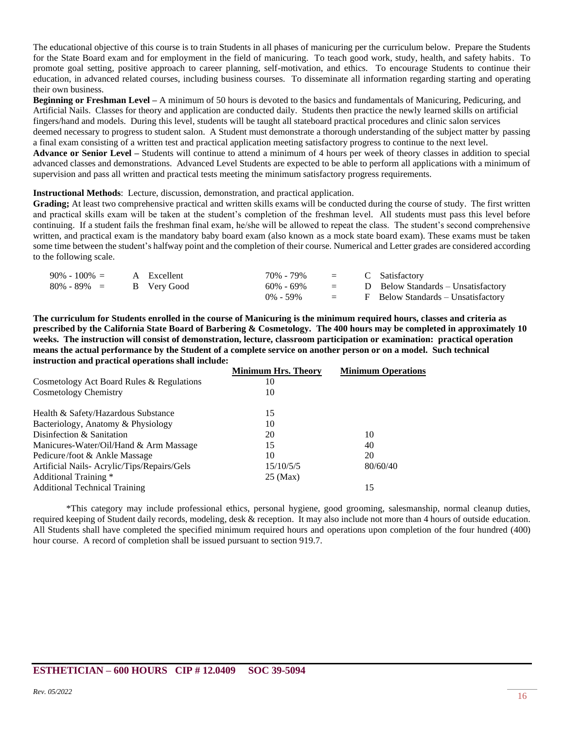The educational objective of this course is to train Students in all phases of manicuring per the curriculum below. Prepare the Students for the State Board exam and for employment in the field of manicuring. To teach good work, study, health, and safety habits. To promote goal setting, positive approach to career planning, self-motivation, and ethics. To encourage Students to continue their education, in advanced related courses, including business courses. To disseminate all information regarding starting and operating their own business.

**Beginning or Freshman Level –** A minimum of 50 hours is devoted to the basics and fundamentals of Manicuring, Pedicuring, and Artificial Nails. Classes for theory and application are conducted daily. Students then practice the newly learned skills on artificial fingers/hand and models. During this level, students will be taught all stateboard practical procedures and clinic salon services deemed necessary to progress to student salon. A Student must demonstrate a thorough understanding of the subject matter by passing a final exam consisting of a written test and practical application meeting satisfactory progress to continue to the next level.

**Advance or Senior Level –** Students will continue to attend a minimum of 4 hours per week of theory classes in addition to special advanced classes and demonstrations. Advanced Level Students are expected to be able to perform all applications with a minimum of supervision and pass all written and practical tests meeting the minimum satisfactory progress requirements.

**Instructional Methods**: Lecture, discussion, demonstration, and practical application.

**Grading;** At least two comprehensive practical and written skills exams will be conducted during the course of study. The first written and practical skills exam will be taken at the student's completion of the freshman level. All students must pass this level before continuing. If a student fails the freshman final exam, he/she will be allowed to repeat the class. The student's second comprehensive written, and practical exam is the mandatory baby board exam (also known as a mock state board exam). These exams must be taken some time between the student's halfway point and the completion of their course. Numerical and Letter grades are considered according to the following scale.

| | | | | |
|---|---|---|---|---|
| 90% - 100% = | A Excellent | 70% - 79% | = | C Satisfactory |
| 80% - 89% = | B Very Good | 60% - 69% | = | D Below Standards – Unsatisfactory |
| | | 0% - 59% | = | F Below Standards – Unsatisfactory |

**The curriculum for Students enrolled in the course of Manicuring is the minimum required hours, classes and criteria as prescribed by the California State Board of Barbering & Cosmetology. The 400 hours may be completed in approximately 10 weeks. The instruction will consist of demonstration, lecture, classroom participation or examination: practical operation means the actual performance by the Student of a complete service on another person or on a model. Such technical instruction and practical operations shall include:**

| | Minimum Hrs. Theory | Minimum Operations |
|---|---|---|
| Cosmetology Act Board Rules & Regulations | 10 | |
| Cosmetology Chemistry | 10 | |
| Health & Safety/Hazardous Substance | 15 | |
| Bacteriology, Anatomy & Physiology | 10 | |
| Disinfection & Sanitation | 20 | 10 |
| Manicures-Water/Oil/Hand & Arm Massage | 15 | 40 |
| Pedicure/foot & Ankle Massage | 10 | 20 |
| Artificial Nails- Acrylic/Tips/Repairs/Gels | 15/10/5/5 | 80/60/40 |
| Additional Training * | 25 (Max) | |
| Additional Technical Training | | 15 |

*This category may include professional ethics, personal hygiene, good grooming, salesmanship, normal cleanup duties, required keeping of Student daily records, modeling, desk & reception. It may also include not more than 4 hours of outside education. All Students shall have completed the specified minimum required hours and operations upon completion of the four hundred (400) hour course. A record of completion shall be issued pursuant to section 919.7.

## ESTHETICIAN – 600 HOURS CIP # 12.0409 SOC 39-5094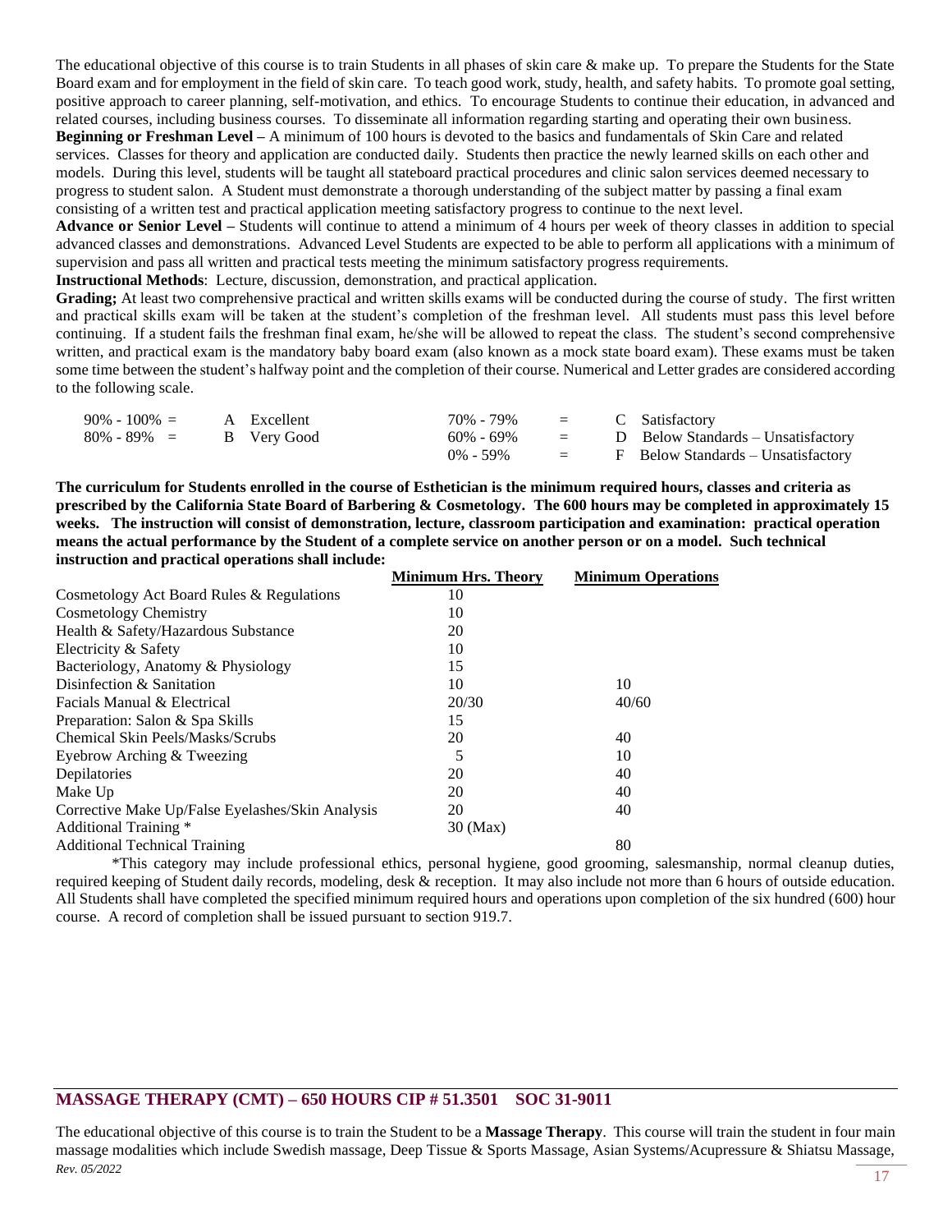The educational objective of this course is to train Students in all phases of skin care & make up. To prepare the Students for the State Board exam and for employment in the field of skin care. To teach good work, study, health, and safety habits. To promote goal setting, positive approach to career planning, self-motivation, and ethics. To encourage Students to continue their education, in advanced and related courses, including business courses. To disseminate all information regarding starting and operating their own business.

**Beginning or Freshman Level –** A minimum of 100 hours is devoted to the basics and fundamentals of Skin Care and related services. Classes for theory and application are conducted daily. Students then practice the newly learned skills on each other and models. During this level, students will be taught all stateboard practical procedures and clinic salon services deemed necessary to progress to student salon. A Student must demonstrate a thorough understanding of the subject matter by passing a final exam consisting of a written test and practical application meeting satisfactory progress to continue to the next level.

**Advance or Senior Level –** Students will continue to attend a minimum of 4 hours per week of theory classes in addition to special advanced classes and demonstrations. Advanced Level Students are expected to be able to perform all applications with a minimum of supervision and pass all written and practical tests meeting the minimum satisfactory progress requirements.

**Instructional Methods**: Lecture, discussion, demonstration, and practical application.

**Grading;** At least two comprehensive practical and written skills exams will be conducted during the course of study. The first written and practical skills exam will be taken at the student's completion of the freshman level. All students must pass this level before continuing. If a student fails the freshman final exam, he/she will be allowed to repeat the class. The student's second comprehensive written, and practical exam is the mandatory baby board exam (also known as a mock state board exam). These exams must be taken some time between the student's halfway point and the completion of their course. Numerical and Letter grades are considered according to the following scale.

| | | | | |
|---|---|---|---|---|
| 90% - 100% = | A Excellent | 70% - 79% | = | C Satisfactory |
| 80% - 89% = | B Very Good | 60% - 69% | = | D Below Standards – Unsatisfactory |
| | | 0% - 59% | = | F Below Standards – Unsatisfactory |

**The curriculum for Students enrolled in the course of Esthetician is the minimum required hours, classes and criteria as prescribed by the California State Board of Barbering & Cosmetology. The 600 hours may be completed in approximately 15 weeks. The instruction will consist of demonstration, lecture, classroom participation and examination: practical operation means the actual performance by the Student of a complete service on another person or on a model. Such technical instruction and practical operations shall include:**

| | Minimum Hrs. Theory | Minimum Operations |
|---|---|---|
| Cosmetology Act Board Rules & Regulations | 10 | |
| Cosmetology Chemistry | 10 | |
| Health & Safety/Hazardous Substance | 20 | |
| Electricity & Safety | 10 | |
| Bacteriology, Anatomy & Physiology | 15 | |
| Disinfection & Sanitation | 10 | 10 |
| Facials Manual & Electrical | 20/30 | 40/60 |
| Preparation: Salon & Spa Skills | 15 | |
| Chemical Skin Peels/Masks/Scrubs | 20 | 40 |
| Eyebrow Arching & Tweezing | 5 | 10 |
| Depilatories | 20 | 40 |
| Make Up | 20 | 40 |
| Corrective Make Up/False Eyelashes/Skin Analysis | 20 | 40 |
| Additional Training * | 30 (Max) | |
| Additional Technical Training | | 80 |

*This category may include professional ethics, personal hygiene, good grooming, salesmanship, normal cleanup duties, required keeping of Student daily records, modeling, desk & reception. It may also include not more than 6 hours of outside education. All Students shall have completed the specified minimum required hours and operations upon completion of the six hundred (600) hour course. A record of completion shall be issued pursuant to section 919.7.

## MASSAGE THERAPY (CMT) – 650 HOURS CIP # 51.3501 SOC 31-9011

The educational objective of this course is to train the Student to be a **Massage Therapy**. This course will train the student in four main massage modalities which include Swedish massage, Deep Tissue & Sports Massage, Asian Systems/Acupressure & Shiatsu Massage,

*Rev. 05/2022*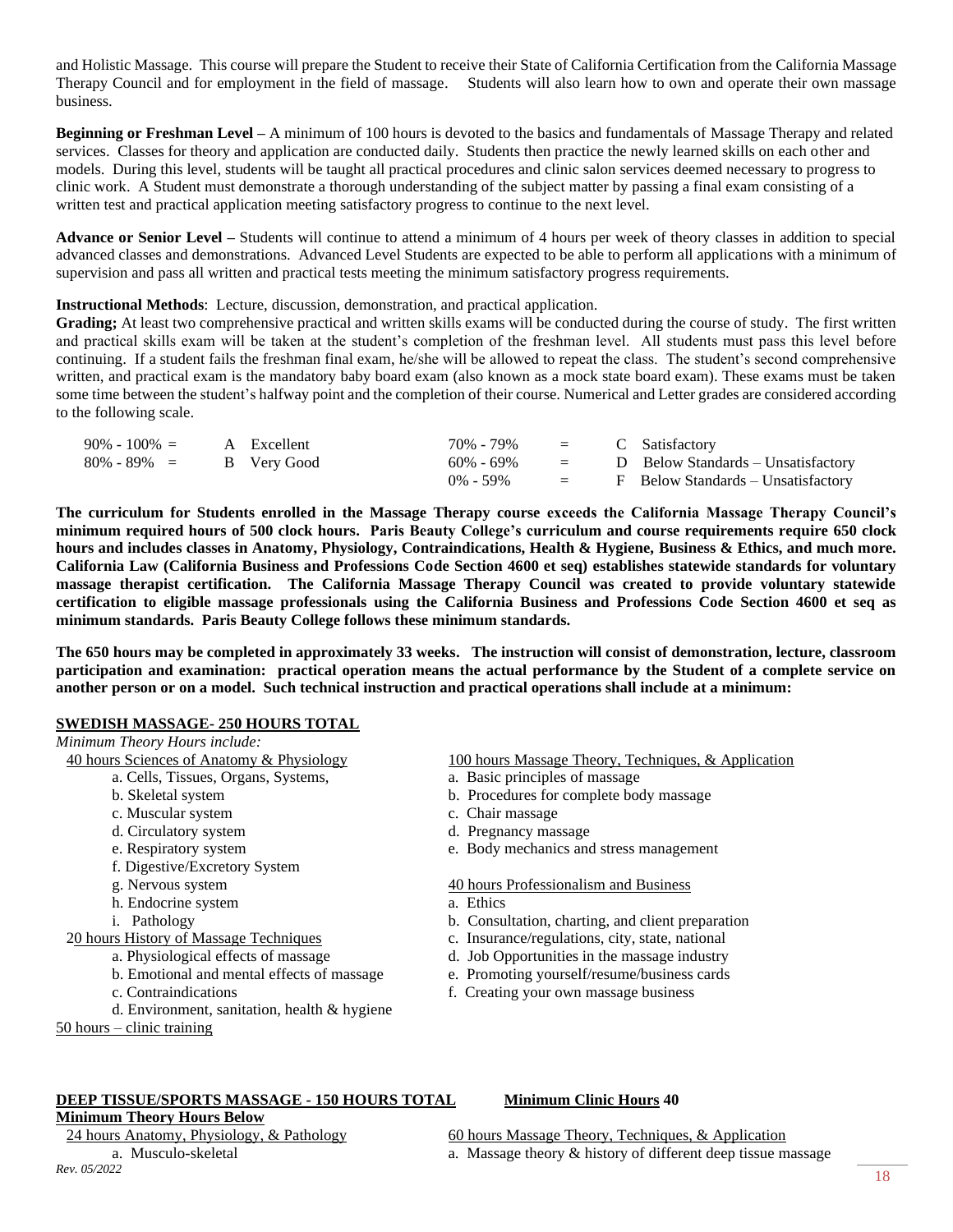and Holistic Massage. This course will prepare the Student to receive their State of California Certification from the California Massage Therapy Council and for employment in the field of massage. Students will also learn how to own and operate their own massage business.

**Beginning or Freshman Level –** A minimum of 100 hours is devoted to the basics and fundamentals of Massage Therapy and related services. Classes for theory and application are conducted daily. Students then practice the newly learned skills on each other and models. During this level, students will be taught all practical procedures and clinic salon services deemed necessary to progress to clinic work. A Student must demonstrate a thorough understanding of the subject matter by passing a final exam consisting of a written test and practical application meeting satisfactory progress to continue to the next level.

**Advance or Senior Level –** Students will continue to attend a minimum of 4 hours per week of theory classes in addition to special advanced classes and demonstrations. Advanced Level Students are expected to be able to perform all applications with a minimum of supervision and pass all written and practical tests meeting the minimum satisfactory progress requirements.

**Instructional Methods**: Lecture, discussion, demonstration, and practical application.

**Grading;** At least two comprehensive practical and written skills exams will be conducted during the course of study. The first written and practical skills exam will be taken at the student's completion of the freshman level. All students must pass this level before continuing. If a student fails the freshman final exam, he/she will be allowed to repeat the class. The student's second comprehensive written, and practical exam is the mandatory baby board exam (also known as a mock state board exam). These exams must be taken some time between the student's halfway point and the completion of their course. Numerical and Letter grades are considered according to the following scale.

| | | | | | |
|---|---|---|---|---|---|
| 90% - 100% = | A Excellent | 70% - 79% | = | C Satisfactory |
| 80% - 89% = | B Very Good | 60% - 69% | = | D Below Standards – Unsatisfactory |
| | | 0% - 59% | = | F Below Standards – Unsatisfactory |

**The curriculum for Students enrolled in the Massage Therapy course exceeds the California Massage Therapy Council's minimum required hours of 500 clock hours. Paris Beauty College's curriculum and course requirements require 650 clock hours and includes classes in Anatomy, Physiology, Contraindications, Health & Hygiene, Business & Ethics, and much more. California Law (California Business and Professions Code Section 4600 et seq) establishes statewide standards for voluntary massage therapist certification. The California Massage Therapy Council was created to provide voluntary statewide certification to eligible massage professionals using the California Business and Professions Code Section 4600 et seq as minimum standards. Paris Beauty College follows these minimum standards.**

**The 650 hours may be completed in approximately 33 weeks. The instruction will consist of demonstration, lecture, classroom participation and examination: practical operation means the actual performance by the Student of a complete service on another person or on a model. Such technical instruction and practical operations shall include at a minimum:**

**SWEDISH MASSAGE- 250 HOURS TOTAL**

*Minimum Theory Hours include:*

40 hours Sciences of Anatomy & Physiology
- a. Cells, Tissues, Organs, Systems,
- b. Skeletal system
- c. Muscular system
- d. Circulatory system
- e. Respiratory system
- f. Digestive/Excretory System
- g. Nervous system
- h. Endocrine system
- i. Pathology

20 hours History of Massage Techniques
- a. Physiological effects of massage
- b. Emotional and mental effects of massage
- c. Contraindications
- d. Environment, sanitation, health & hygiene

50 hours – clinic training

100 hours Massage Theory, Techniques, & Application
- a. Basic principles of massage
- b. Procedures for complete body massage
- c. Chair massage
- d. Pregnancy massage
- e. Body mechanics and stress management

40 hours Professionalism and Business
- a. Ethics
- b. Consultation, charting, and client preparation
- c. Insurance/regulations, city, state, national
- d. Job Opportunities in the massage industry
- e. Promoting yourself/resume/business cards
- f. Creating your own massage business

**DEEP TISSUE/SPORTS MASSAGE - 150 HOURS TOTAL**

**Minimum Clinic Hours 40**

**Minimum Theory Hours Below**

24 hours Anatomy, Physiology, & Pathology
- a. Musculo-skeletal

60 hours Massage Theory, Techniques, & Application
- a. Massage theory & history of different deep tissue massage

*Rev. 05/2022*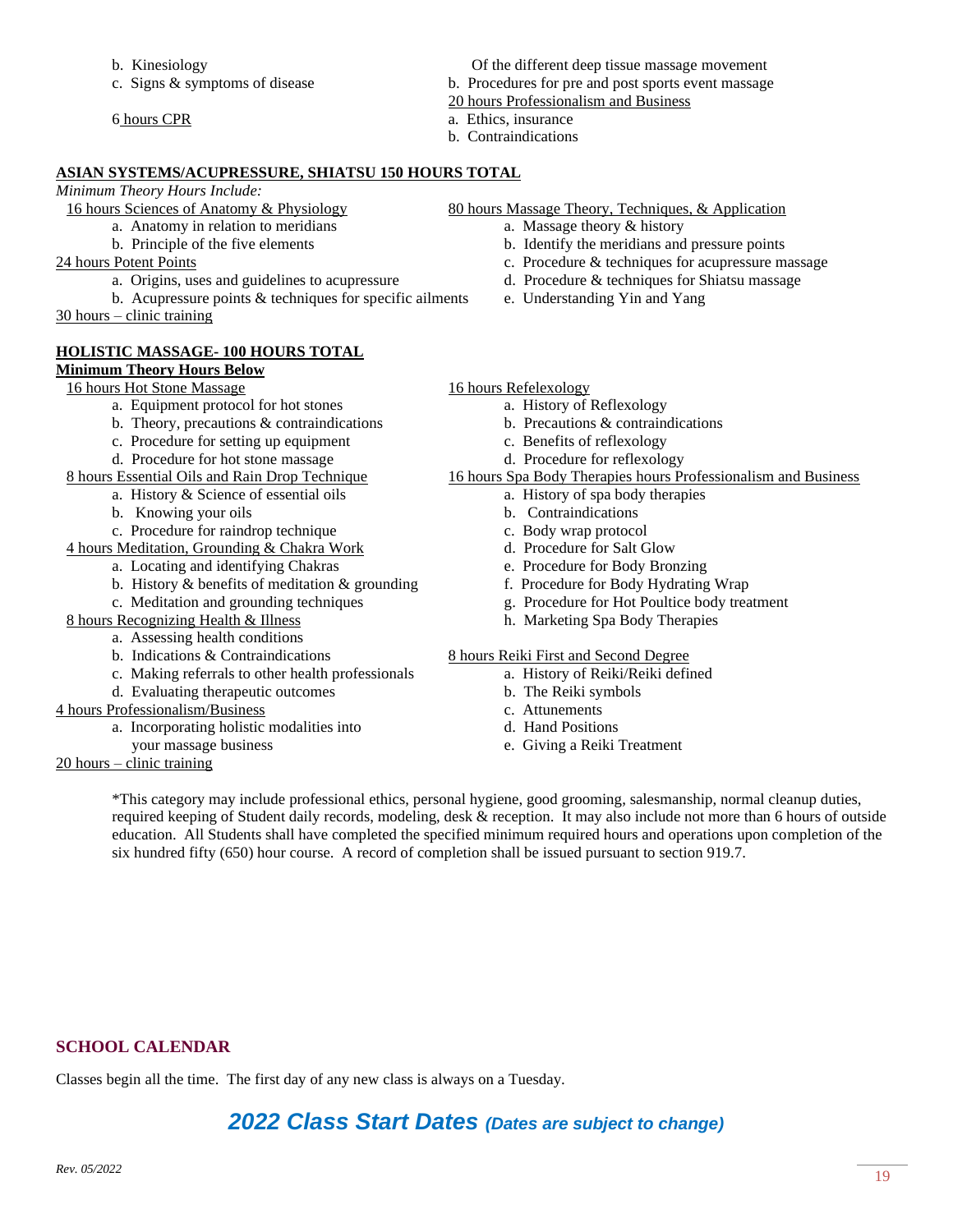b. Kinesiology
c. Signs & symptoms of disease

6 hours CPR

Of the different deep tissue massage movement
b. Procedures for pre and post sports event massage

20 hours Professionalism and Business
a. Ethics, insurance
b. Contraindications

**ASIAN SYSTEMS/ACUPRESSURE, SHIATSU 150 HOURS TOTAL**

*Minimum Theory Hours Include:*

16 hours Sciences of Anatomy & Physiology
  a. Anatomy in relation to meridians
  b. Principle of the five elements

24 hours Potent Points
  a. Origins, uses and guidelines to acupressure
  b. Acupressure points & techniques for specific ailments

30 hours – clinic training

80 hours Massage Theory, Techniques, & Application
  a. Massage theory & history
  b. Identify the meridians and pressure points
  c. Procedure & techniques for acupressure massage
  d. Procedure & techniques for Shiatsu massage
  e. Understanding Yin and Yang

**HOLISTIC MASSAGE- 100 HOURS TOTAL**

**Minimum Theory Hours Below**

16 hours Hot Stone Massage
  a. Equipment protocol for hot stones
  b. Theory, precautions & contraindications
  c. Procedure for setting up equipment
  d. Procedure for hot stone massage

8 hours Essential Oils and Rain Drop Technique
  a. History & Science of essential oils
  b. Knowing your oils
  c. Procedure for raindrop technique

4 hours Meditation, Grounding & Chakra Work
  a. Locating and identifying Chakras
  b. History & benefits of meditation & grounding
  c. Meditation and grounding techniques

8 hours Recognizing Health & Illness
  a. Assessing health conditions
  b. Indications & Contraindications
  c. Making referrals to other health professionals
  d. Evaluating therapeutic outcomes

4 hours Professionalism/Business
  a. Incorporating holistic modalities into your massage business

20 hours – clinic training

16 hours Refelexology
  a. History of Reflexology
  b. Precautions & contraindications
  c. Benefits of reflexology
  d. Procedure for reflexology

16 hours Spa Body Therapies hours Professionalism and Business
  a. History of spa body therapies
  b. Contraindications
  c. Body wrap protocol
  d. Procedure for Salt Glow
  e. Procedure for Body Bronzing
  f. Procedure for Body Hydrating Wrap
  g. Procedure for Hot Poultice body treatment
  h. Marketing Spa Body Therapies

8 hours Reiki First and Second Degree
  a. History of Reiki/Reiki defined
  b. The Reiki symbols
  c. Attunements
  d. Hand Positions
  e. Giving a Reiki Treatment

*This category may include professional ethics, personal hygiene, good grooming, salesmanship, normal cleanup duties, required keeping of Student daily records, modeling, desk & reception. It may also include not more than 6 hours of outside education. All Students shall have completed the specified minimum required hours and operations upon completion of the six hundred fifty (650) hour course. A record of completion shall be issued pursuant to section 919.7.

## SCHOOL CALENDAR

Classes begin all the time. The first day of any new class is always on a Tuesday.

## *2022 Class Start Dates (Dates are subject to change)*

*Rev. 05/2022*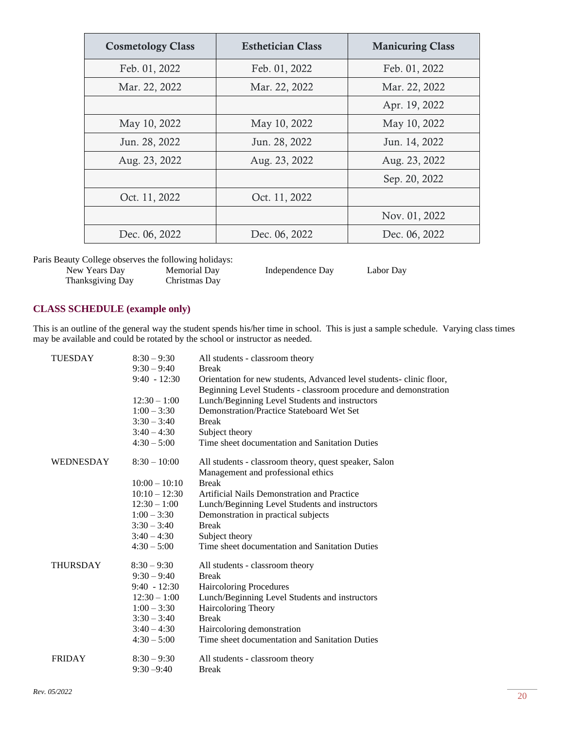| Cosmetology Class | Esthetician Class | Manicuring Class |
| --- | --- | --- |
| Feb. 01, 2022 | Feb. 01, 2022 | Feb. 01, 2022 |
| Mar. 22, 2022 | Mar. 22, 2022 | Mar. 22, 2022 |
| | | Apr. 19, 2022 |
| May 10, 2022 | May 10, 2022 | May 10, 2022 |
| Jun. 28, 2022 | Jun. 28, 2022 | Jun. 14, 2022 |
| Aug. 23, 2022 | Aug. 23, 2022 | Aug. 23, 2022 |
| | | Sep. 20, 2022 |
| Oct. 11, 2022 | Oct. 11, 2022 | |
| | | Nov. 01, 2022 |
| Dec. 06, 2022 | Dec. 06, 2022 | Dec. 06, 2022 |

Paris Beauty College observes the following holidays:

- New Years Day
- Memorial Day
- Independence Day
- Labor Day
- Thanksgiving Day
- Christmas Day

## CLASS SCHEDULE (example only)

This is an outline of the general way the student spends his/her time in school. This is just a sample schedule. Varying class times may be available and could be rotated by the school or instructor as needed.

| Day | Time | Activity |
| --- | --- | --- |
| TUESDAY | 8:30 – 9:30 | All students - classroom theory |
| | 9:30 – 9:40 | Break |
| | 9:40 - 12:30 | Orientation for new students, Advanced level students- clinic floor, Beginning Level Students - classroom procedure and demonstration |
| | 12:30 – 1:00 | Lunch/Beginning Level Students and instructors |
| | 1:00 – 3:30 | Demonstration/Practice Stateboard Wet Set |
| | 3:30 – 3:40 | Break |
| | 3:40 – 4:30 | Subject theory |
| | 4:30 – 5:00 | Time sheet documentation and Sanitation Duties |
| WEDNESDAY | 8:30 – 10:00 | All students - classroom theory, quest speaker, Salon Management and professional ethics |
| | 10:00 – 10:10 | Break |
| | 10:10 – 12:30 | Artificial Nails Demonstration and Practice |
| | 12:30 – 1:00 | Lunch/Beginning Level Students and instructors |
| | 1:00 – 3:30 | Demonstration in practical subjects |
| | 3:30 – 3:40 | Break |
| | 3:40 – 4:30 | Subject theory |
| | 4:30 – 5:00 | Time sheet documentation and Sanitation Duties |
| THURSDAY | 8:30 – 9:30 | All students - classroom theory |
| | 9:30 – 9:40 | Break |
| | 9:40 - 12:30 | Haircoloring Procedures |
| | 12:30 – 1:00 | Lunch/Beginning Level Students and instructors |
| | 1:00 – 3:30 | Haircoloring Theory |
| | 3:30 – 3:40 | Break |
| | 3:40 – 4:30 | Haircoloring demonstration |
| | 4:30 – 5:00 | Time sheet documentation and Sanitation Duties |
| FRIDAY | 8:30 – 9:30 | All students - classroom theory |
| | 9:30 –9:40 | Break |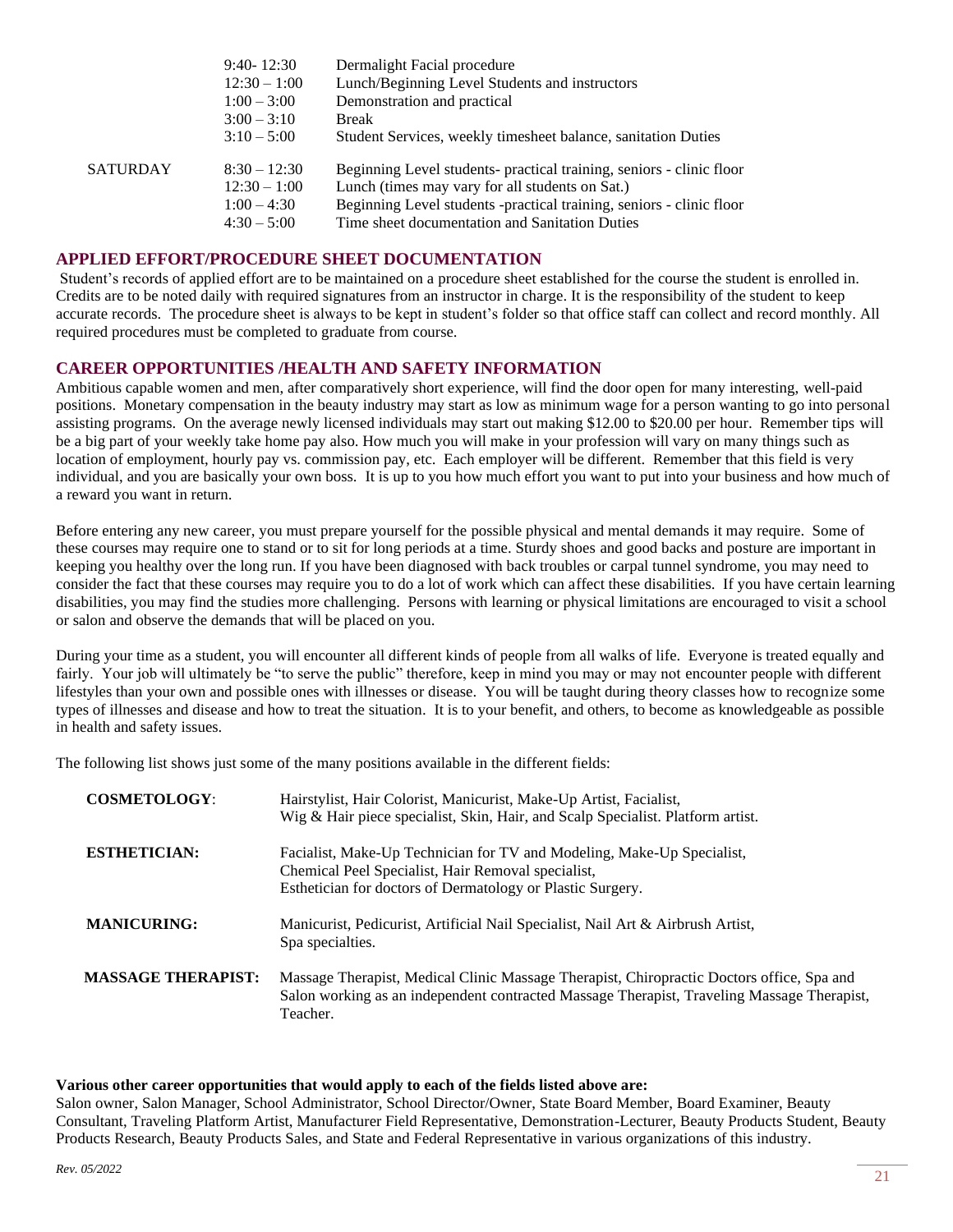| | | |
|---|---|---|
| | 9:40- 12:30 | Dermalight Facial procedure |
| | 12:30 – 1:00 | Lunch/Beginning Level Students and instructors |
| | 1:00 – 3:00 | Demonstration and practical |
| | 3:00 – 3:10 | Break |
| | 3:10 – 5:00 | Student Services, weekly timesheet balance, sanitation Duties |
| SATURDAY | 8:30 – 12:30 | Beginning Level students- practical training, seniors - clinic floor |
| | 12:30 – 1:00 | Lunch (times may vary for all students on Sat.) |
| | 1:00 – 4:30 | Beginning Level students -practical training, seniors - clinic floor |
| | 4:30 – 5:00 | Time sheet documentation and Sanitation Duties |

## APPLIED EFFORT/PROCEDURE SHEET DOCUMENTATION

Student's records of applied effort are to be maintained on a procedure sheet established for the course the student is enrolled in. Credits are to be noted daily with required signatures from an instructor in charge. It is the responsibility of the student to keep accurate records. The procedure sheet is always to be kept in student's folder so that office staff can collect and record monthly. All required procedures must be completed to graduate from course.

## CAREER OPPORTUNITIES /HEALTH AND SAFETY INFORMATION

Ambitious capable women and men, after comparatively short experience, will find the door open for many interesting, well-paid positions. Monetary compensation in the beauty industry may start as low as minimum wage for a person wanting to go into personal assisting programs. On the average newly licensed individuals may start out making $12.00 to $20.00 per hour. Remember tips will be a big part of your weekly take home pay also. How much you will make in your profession will vary on many things such as location of employment, hourly pay vs. commission pay, etc. Each employer will be different. Remember that this field is very individual, and you are basically your own boss. It is up to you how much effort you want to put into your business and how much of a reward you want in return.

Before entering any new career, you must prepare yourself for the possible physical and mental demands it may require. Some of these courses may require one to stand or to sit for long periods at a time. Sturdy shoes and good backs and posture are important in keeping you healthy over the long run. If you have been diagnosed with back troubles or carpal tunnel syndrome, you may need to consider the fact that these courses may require you to do a lot of work which can affect these disabilities. If you have certain learning disabilities, you may find the studies more challenging. Persons with learning or physical limitations are encouraged to visit a school or salon and observe the demands that will be placed on you.

During your time as a student, you will encounter all different kinds of people from all walks of life. Everyone is treated equally and fairly. Your job will ultimately be "to serve the public" therefore, keep in mind you may or may not encounter people with different lifestyles than your own and possible ones with illnesses or disease. You will be taught during theory classes how to recognize some types of illnesses and disease and how to treat the situation. It is to your benefit, and others, to become as knowledgeable as possible in health and safety issues.

The following list shows just some of the many positions available in the different fields:

| | |
|---|---|
| **COSMETOLOGY**: | Hairstylist, Hair Colorist, Manicurist, Make-Up Artist, Facialist, Wig & Hair piece specialist, Skin, Hair, and Scalp Specialist. Platform artist. |
| **ESTHETICIAN:** | Facialist, Make-Up Technician for TV and Modeling, Make-Up Specialist, Chemical Peel Specialist, Hair Removal specialist, Esthetician for doctors of Dermatology or Plastic Surgery. |
| **MANICURING:** | Manicurist, Pedicurist, Artificial Nail Specialist, Nail Art & Airbrush Artist, Spa specialties. |
| **MASSAGE THERAPIST:** | Massage Therapist, Medical Clinic Massage Therapist, Chiropractic Doctors office, Spa and Salon working as an independent contracted Massage Therapist, Traveling Massage Therapist, Teacher. |

**Various other career opportunities that would apply to each of the fields listed above are:**
Salon owner, Salon Manager, School Administrator, School Director/Owner, State Board Member, Board Examiner, Beauty Consultant, Traveling Platform Artist, Manufacturer Field Representative, Demonstration-Lecturer, Beauty Products Student, Beauty Products Research, Beauty Products Sales, and State and Federal Representative in various organizations of this industry.

*Rev. 05/2022*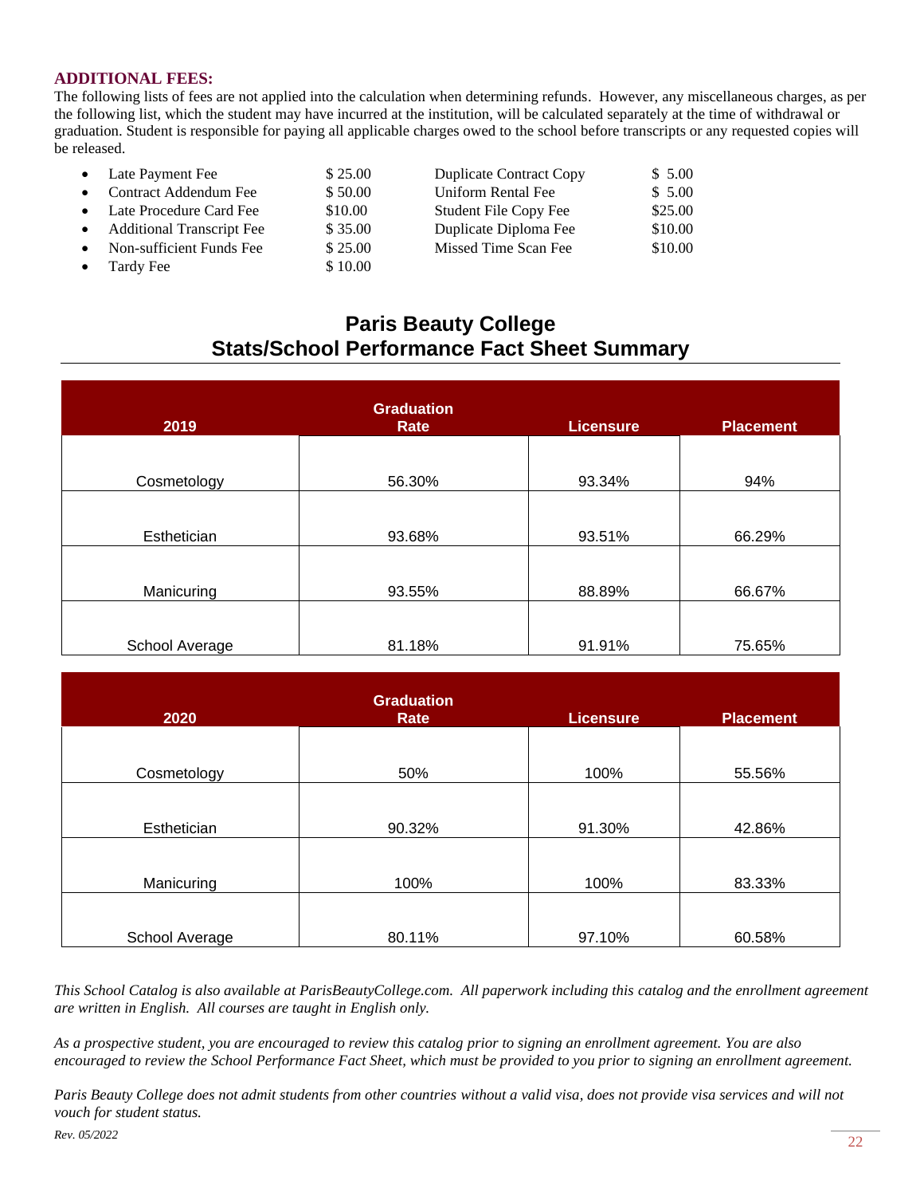### ADDITIONAL FEES:

The following lists of fees are not applied into the calculation when determining refunds. However, any miscellaneous charges, as per the following list, which the student may have incurred at the institution, will be calculated separately at the time of withdrawal or graduation. Student is responsible for paying all applicable charges owed to the school before transcripts or any requested copies will be released.

- Late Payment Fee $ 25.00
- Contract Addendum Fee $ 50.00
- Late Procedure Card Fee $10.00
- Additional Transcript Fee $ 35.00
- Non-sufficient Funds Fee $ 25.00
- Tardy Fee $ 10.00

Duplicate Contract Copy $ 5.00
Uniform Rental Fee $ 5.00
Student File Copy Fee $25.00
Duplicate Diploma Fee $10.00
Missed Time Scan Fee $10.00

## Paris Beauty College
## Stats/School Performance Fact Sheet Summary

| 2019 | Graduation Rate | Licensure | Placement |
|---|---|---|---|
| Cosmetology | 56.30% | 93.34% | 94% |
| Esthetician | 93.68% | 93.51% | 66.29% |
| Manicuring | 93.55% | 88.89% | 66.67% |
| School Average | 81.18% | 91.91% | 75.65% |

| 2020 | Graduation Rate | Licensure | Placement |
|---|---|---|---|
| Cosmetology | 50% | 100% | 55.56% |
| Esthetician | 90.32% | 91.30% | 42.86% |
| Manicuring | 100% | 100% | 83.33% |
| School Average | 80.11% | 97.10% | 60.58% |

*This School Catalog is also available at ParisBeautyCollege.com. All paperwork including this catalog and the enrollment agreement are written in English. All courses are taught in English only.*

*As a prospective student, you are encouraged to review this catalog prior to signing an enrollment agreement. You are also encouraged to review the School Performance Fact Sheet, which must be provided to you prior to signing an enrollment agreement.*

*Paris Beauty College does not admit students from other countries without a valid visa, does not provide visa services and will not vouch for student status.*

*Rev. 05/2022*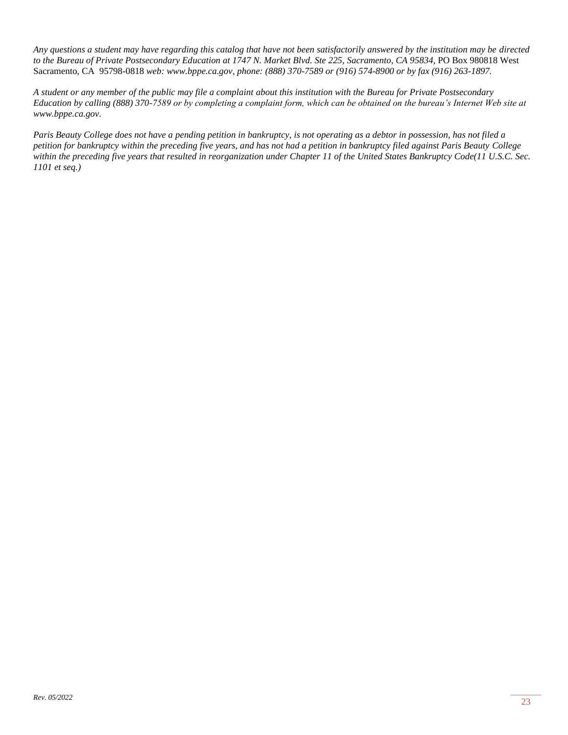*Any questions a student may have regarding this catalog that have not been satisfactorily answered by the institution may be directed to the Bureau of Private Postsecondary Education at 1747 N. Market Blvd. Ste 225, Sacramento, CA 95834,* PO Box 980818 West Sacramento, CA 95798-0818 *web: www.bppe.ca.gov, phone: (888) 370-7589 or (916) 574-8900 or by fax (916) 263-1897.*

*A student or any member of the public may file a complaint about this institution with the Bureau for Private Postsecondary Education by calling (888) 370-7589 or by completing a complaint form, which can be obtained on the bureau's Internet Web site at www.bppe.ca.gov.*

*Paris Beauty College does not have a pending petition in bankruptcy, is not operating as a debtor in possession, has not filed a petition for bankruptcy within the preceding five years, and has not had a petition in bankruptcy filed against Paris Beauty College within the preceding five years that resulted in reorganization under Chapter 11 of the United States Bankruptcy Code(11 U.S.C. Sec. 1101 et seq.)*